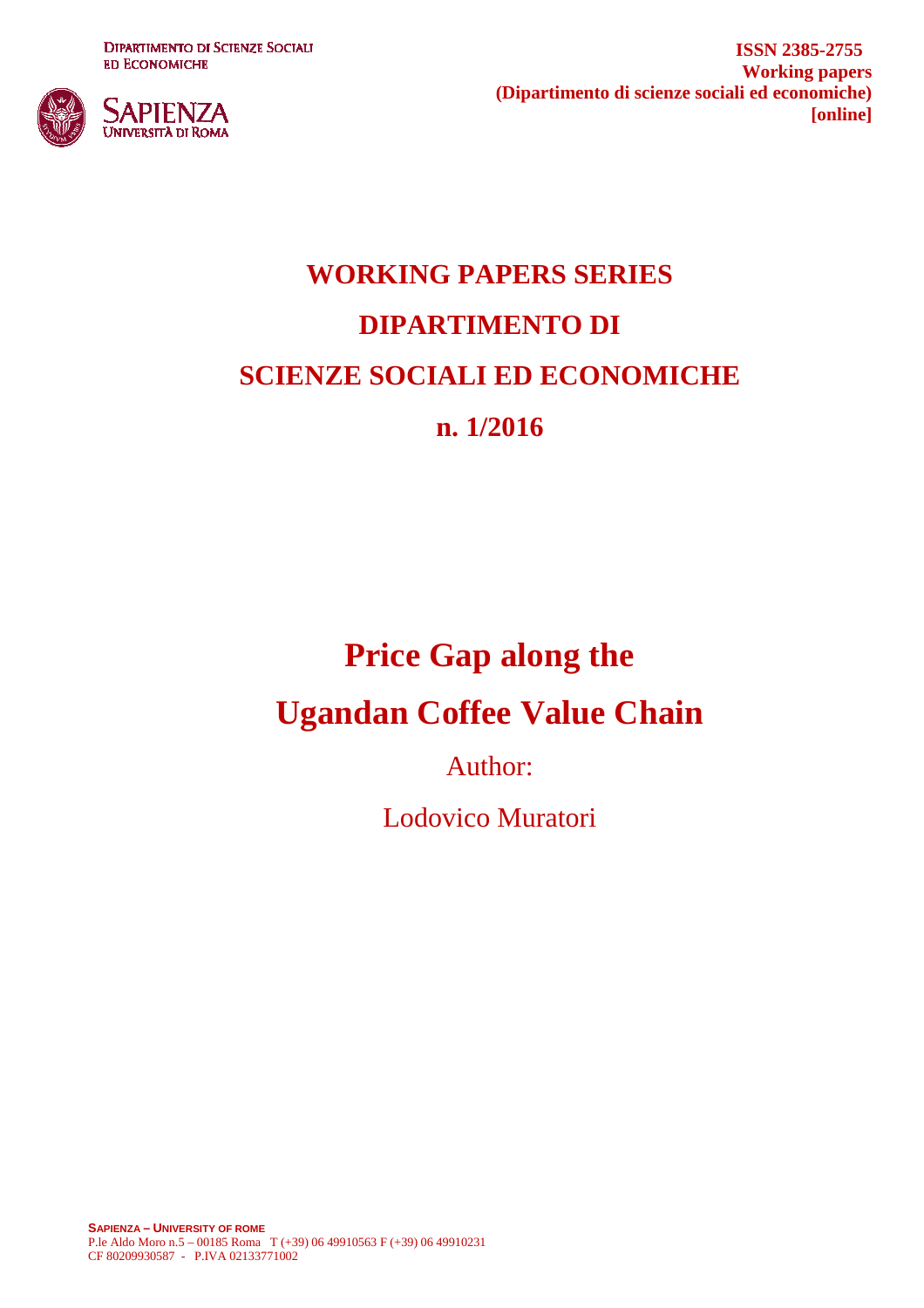DIPARTIMENTO DI SCIENZE SOCIALI ED ECONOMICHE

SAPIENZA
UNIVERSITÀ DI ROMA

**ISSN 2385-2755**
**Working papers**
**(Dipartimento di scienze sociali ed economiche)**
**[online]**

# WORKING PAPERS SERIES
# DIPARTIMENTO DI
# SCIENZE SOCIALI ED ECONOMICHE
# n. 1/2016

# Price Gap along the Ugandan Coffee Value Chain

Author:

Lodovico Muratori

**SAPIENZA – UNIVERSITY OF ROME**
P.le Aldo Moro n.5 – 00185 Roma T (+39) 06 49910563 F (+39) 06 49910231
CF 80209930587 - P.IVA 02133771002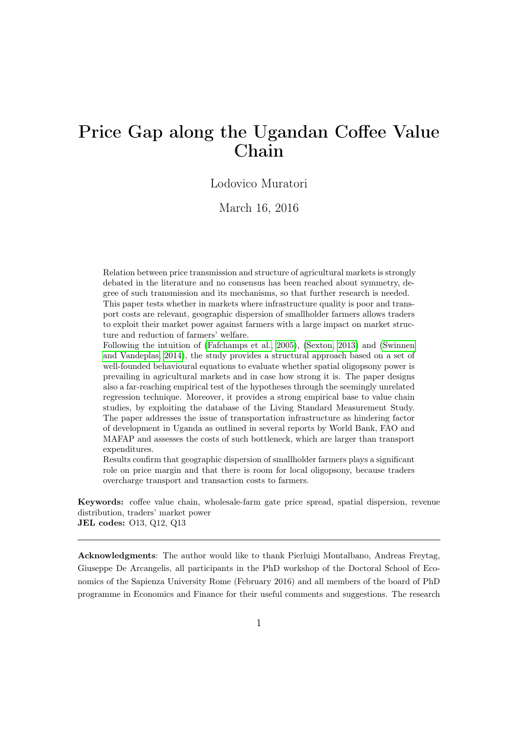# Price Gap along the Ugandan Coffee Value Chain

Lodovico Muratori

March 16, 2016

Relation between price transmission and structure of agricultural markets is strongly debated in the literature and no consensus has been reached about symmetry, degree of such transmission and its mechanisms, so that further research is needed. This paper tests whether in markets where infrastructure quality is poor and transport costs are relevant, geographic dispersion of smallholder farmers allows traders to exploit their market power against farmers with a large impact on market structure and reduction of farmers' welfare.

Following the intuition of (Fafchamps et al., 2005), (Sexton, 2013) and (Swinnen and Vandeplas, 2014), the study provides a structural approach based on a set of well-founded behavioural equations to evaluate whether spatial oligopsony power is prevailing in agricultural markets and in case how strong it is. The paper designs also a far-reaching empirical test of the hypotheses through the seemingly unrelated regression technique. Moreover, it provides a strong empirical base to value chain studies, by exploiting the database of the Living Standard Measurement Study. The paper addresses the issue of transportation infrastructure as hindering factor of development in Uganda as outlined in several reports by World Bank, FAO and MAFAP and assesses the costs of such bottleneck, which are larger than transport expenditures.

Results confirm that geographic dispersion of smallholder farmers plays a significant role on price margin and that there is room for local oligopsony, because traders overcharge transport and transaction costs to farmers.

**Keywords:** coffee value chain, wholesale-farm gate price spread, spatial dispersion, revenue distribution, traders' market power
**JEL codes:** O13, Q12, Q13

---

**Acknowledgments**: The author would like to thank Pierluigi Montalbano, Andreas Freytag, Giuseppe De Arcangelis, all participants in the PhD workshop of the Doctoral School of Economics of the Sapienza University Rome (February 2016) and all members of the board of PhD programme in Economics and Finance for their useful comments and suggestions. The research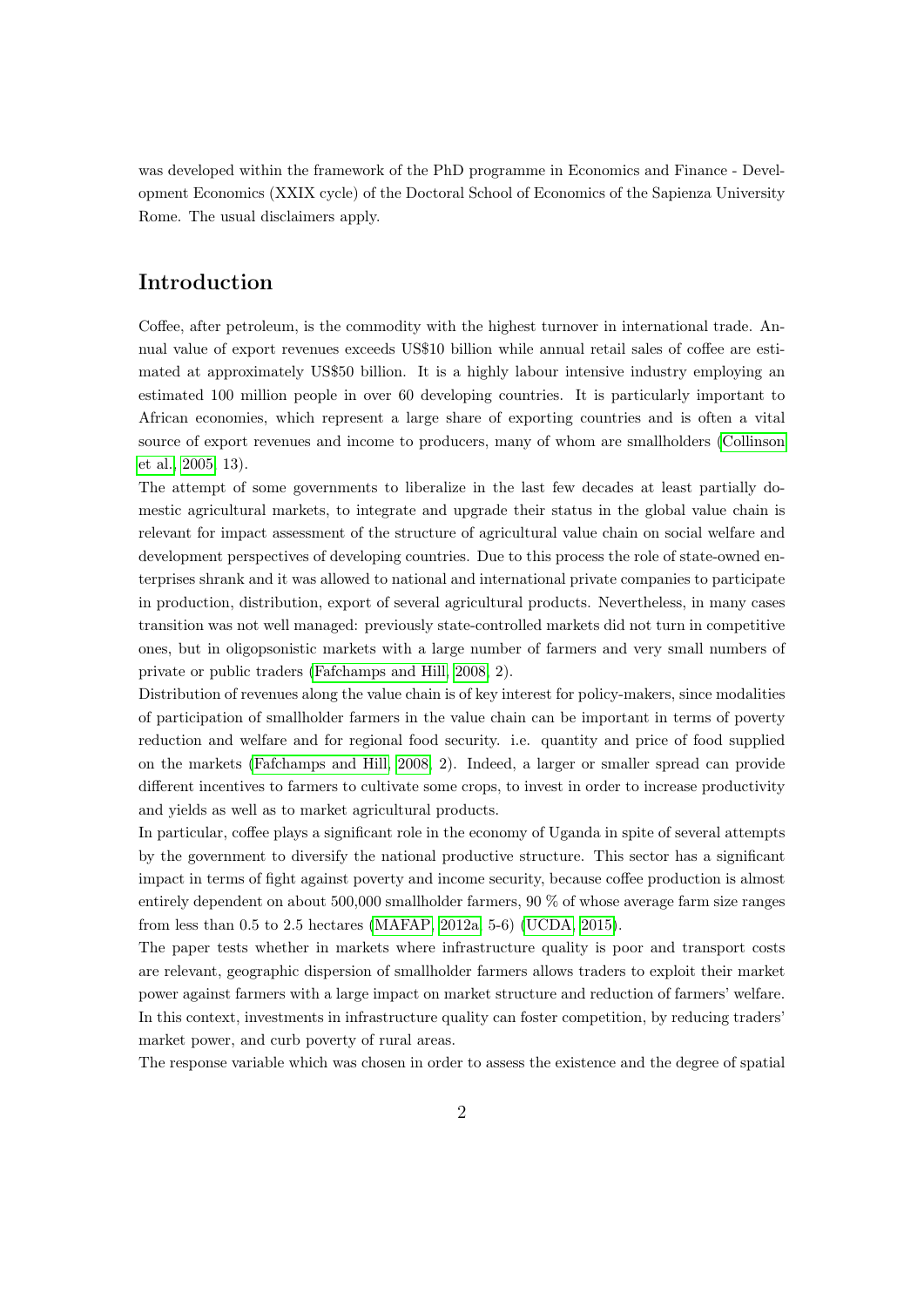was developed within the framework of the PhD programme in Economics and Finance - Development Economics (XXIX cycle) of the Doctoral School of Economics of the Sapienza University Rome. The usual disclaimers apply.

## Introduction

Coffee, after petroleum, is the commodity with the highest turnover in international trade. Annual value of export revenues exceeds US$10 billion while annual retail sales of coffee are estimated at approximately US$50 billion. It is a highly labour intensive industry employing an estimated 100 million people in over 60 developing countries. It is particularly important to African economies, which represent a large share of exporting countries and is often a vital source of export revenues and income to producers, many of whom are smallholders (Collinson et al., 2005, 13).

The attempt of some governments to liberalize in the last few decades at least partially domestic agricultural markets, to integrate and upgrade their status in the global value chain is relevant for impact assessment of the structure of agricultural value chain on social welfare and development perspectives of developing countries. Due to this process the role of state-owned enterprises shrank and it was allowed to national and international private companies to participate in production, distribution, export of several agricultural products. Nevertheless, in many cases transition was not well managed: previously state-controlled markets did not turn in competitive ones, but in oligopsonistic markets with a large number of farmers and very small numbers of private or public traders (Fafchamps and Hill, 2008, 2).

Distribution of revenues along the value chain is of key interest for policy-makers, since modalities of participation of smallholder farmers in the value chain can be important in terms of poverty reduction and welfare and for regional food security. i.e. quantity and price of food supplied on the markets (Fafchamps and Hill, 2008, 2). Indeed, a larger or smaller spread can provide different incentives to farmers to cultivate some crops, to invest in order to increase productivity and yields as well as to market agricultural products.

In particular, coffee plays a significant role in the economy of Uganda in spite of several attempts by the government to diversify the national productive structure. This sector has a significant impact in terms of fight against poverty and income security, because coffee production is almost entirely dependent on about 500,000 smallholder farmers, 90 % of whose average farm size ranges from less than 0.5 to 2.5 hectares (MAFAP, 2012a, 5-6) (UCDA, 2015).

The paper tests whether in markets where infrastructure quality is poor and transport costs are relevant, geographic dispersion of smallholder farmers allows traders to exploit their market power against farmers with a large impact on market structure and reduction of farmers' welfare. In this context, investments in infrastructure quality can foster competition, by reducing traders' market power, and curb poverty of rural areas.

The response variable which was chosen in order to assess the existence and the degree of spatial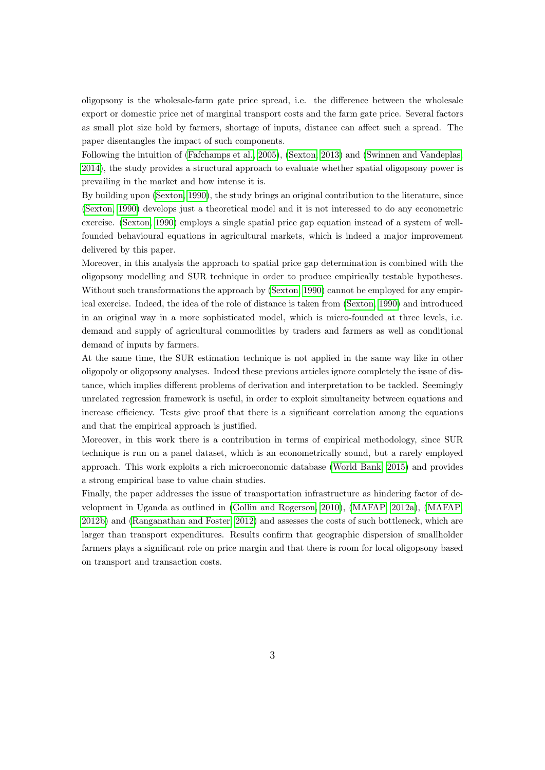oligopsony is the wholesale-farm gate price spread, i.e. the difference between the wholesale export or domestic price net of marginal transport costs and the farm gate price. Several factors as small plot size hold by farmers, shortage of inputs, distance can affect such a spread. The paper disentangles the impact of such components.

Following the intuition of (Fafchamps et al., 2005), (Sexton, 2013) and (Swinnen and Vandeplas, 2014), the study provides a structural approach to evaluate whether spatial oligopsony power is prevailing in the market and how intense it is.

By building upon (Sexton, 1990), the study brings an original contribution to the literature, since (Sexton, 1990) develops just a theoretical model and it is not interessed to do any econometric exercise. (Sexton, 1990) employs a single spatial price gap equation instead of a system of well-founded behavioural equations in agricultural markets, which is indeed a major improvement delivered by this paper.

Moreover, in this analysis the approach to spatial price gap determination is combined with the oligopsony modelling and SUR technique in order to produce empirically testable hypotheses. Without such transformations the approach by (Sexton, 1990) cannot be employed for any empirical exercise. Indeed, the idea of the role of distance is taken from (Sexton, 1990) and introduced in an original way in a more sophisticated model, which is micro-founded at three levels, i.e. demand and supply of agricultural commodities by traders and farmers as well as conditional demand of inputs by farmers.

At the same time, the SUR estimation technique is not applied in the same way like in other oligopoly or oligopsony analyses. Indeed these previous articles ignore completely the issue of distance, which implies different problems of derivation and interpretation to be tackled. Seemingly unrelated regression framework is useful, in order to exploit simultaneity between equations and increase efficiency. Tests give proof that there is a significant correlation among the equations and that the empirical approach is justified.

Moreover, in this work there is a contribution in terms of empirical methodology, since SUR technique is run on a panel dataset, which is an econometrically sound, but a rarely employed approach. This work exploits a rich microeconomic database (World Bank, 2015) and provides a strong empirical base to value chain studies.

Finally, the paper addresses the issue of transportation infrastructure as hindering factor of development in Uganda as outlined in (Gollin and Rogerson, 2010), (MAFAP, 2012a), (MAFAP, 2012b) and (Ranganathan and Foster, 2012) and assesses the costs of such bottleneck, which are larger than transport expenditures. Results confirm that geographic dispersion of smallholder farmers plays a significant role on price margin and that there is room for local oligopsony based on transport and transaction costs.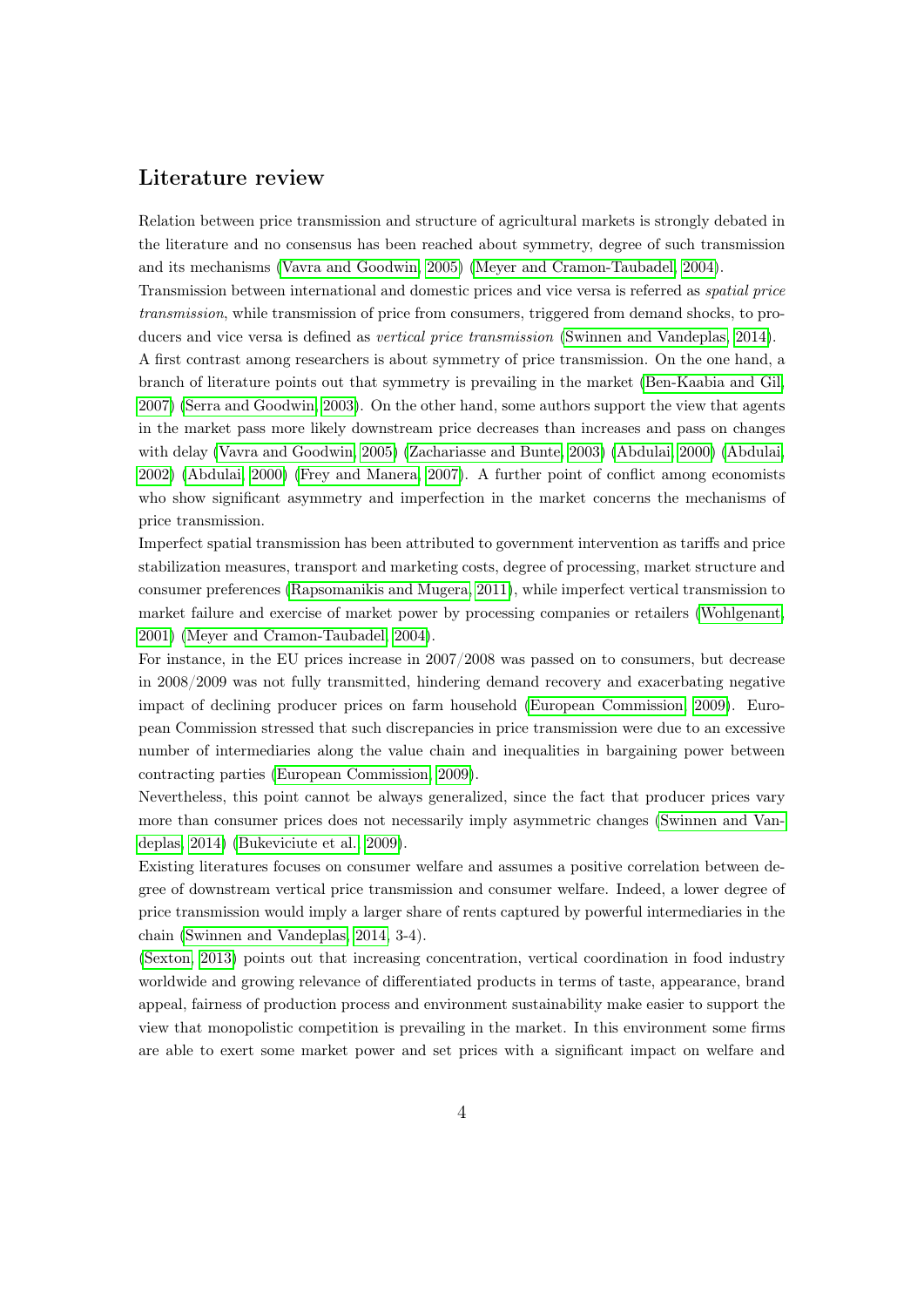## Literature review

Relation between price transmission and structure of agricultural markets is strongly debated in the literature and no consensus has been reached about symmetry, degree of such transmission and its mechanisms (Vavra and Goodwin, 2005) (Meyer and Cramon-Taubadel, 2004).

Transmission between international and domestic prices and vice versa is referred as *spatial price transmission*, while transmission of price from consumers, triggered from demand shocks, to producers and vice versa is defined as *vertical price transmission* (Swinnen and Vandeplas, 2014).

A first contrast among researchers is about symmetry of price transmission. On the one hand, a branch of literature points out that symmetry is prevailing in the market (Ben-Kaabia and Gil, 2007) (Serra and Goodwin, 2003). On the other hand, some authors support the view that agents in the market pass more likely downstream price decreases than increases and pass on changes with delay (Vavra and Goodwin, 2005) (Zachariasse and Bunte, 2003) (Abdulai, 2000) (Abdulai, 2002) (Abdulai, 2000) (Frey and Manera, 2007). A further point of conflict among economists who show significant asymmetry and imperfection in the market concerns the mechanisms of price transmission.

Imperfect spatial transmission has been attributed to government intervention as tariffs and price stabilization measures, transport and marketing costs, degree of processing, market structure and consumer preferences (Rapsomanikis and Mugera, 2011), while imperfect vertical transmission to market failure and exercise of market power by processing companies or retailers (Wohlgenant, 2001) (Meyer and Cramon-Taubadel, 2004).

For instance, in the EU prices increase in 2007/2008 was passed on to consumers, but decrease in 2008/2009 was not fully transmitted, hindering demand recovery and exacerbating negative impact of declining producer prices on farm household (European Commission, 2009). European Commission stressed that such discrepancies in price transmission were due to an excessive number of intermediaries along the value chain and inequalities in bargaining power between contracting parties (European Commission, 2009).

Nevertheless, this point cannot be always generalized, since the fact that producer prices vary more than consumer prices does not necessarily imply asymmetric changes (Swinnen and Vandeplas, 2014) (Bukeviciute et al., 2009).

Existing literatures focuses on consumer welfare and assumes a positive correlation between degree of downstream vertical price transmission and consumer welfare. Indeed, a lower degree of price transmission would imply a larger share of rents captured by powerful intermediaries in the chain (Swinnen and Vandeplas, 2014, 3-4).

(Sexton, 2013) points out that increasing concentration, vertical coordination in food industry worldwide and growing relevance of differentiated products in terms of taste, appearance, brand appeal, fairness of production process and environment sustainability make easier to support the view that monopolistic competition is prevailing in the market. In this environment some firms are able to exert some market power and set prices with a significant impact on welfare and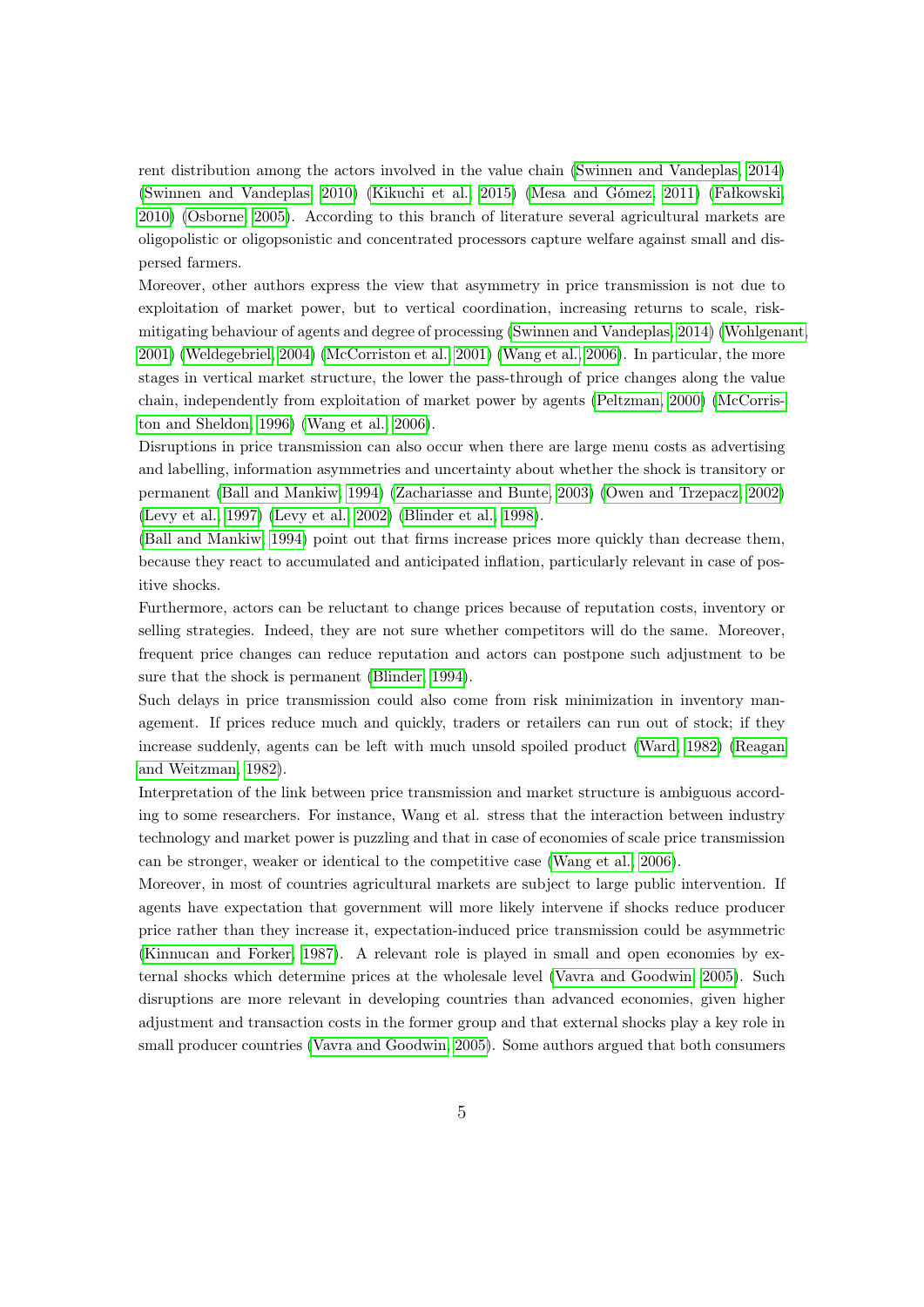rent distribution among the actors involved in the value chain (Swinnen and Vandeplas, 2014) (Swinnen and Vandeplas, 2010) (Kikuchi et al., 2015) (Mesa and Gómez, 2011) (Fałkowski, 2010) (Osborne, 2005). According to this branch of literature several agricultural markets are oligopolistic or oligopsonistic and concentrated processors capture welfare against small and dispersed farmers.

Moreover, other authors express the view that asymmetry in price transmission is not due to exploitation of market power, but to vertical coordination, increasing returns to scale, risk-mitigating behaviour of agents and degree of processing (Swinnen and Vandeplas, 2014) (Wohlgenant, 2001) (Weldegebriel, 2004) (McCorriston et al., 2001) (Wang et al., 2006). In particular, the more stages in vertical market structure, the lower the pass-through of price changes along the value chain, independently from exploitation of market power by agents (Peltzman, 2000) (McCorriston and Sheldon, 1996) (Wang et al., 2006).

Disruptions in price transmission can also occur when there are large menu costs as advertising and labelling, information asymmetries and uncertainty about whether the shock is transitory or permanent (Ball and Mankiw, 1994) (Zachariasse and Bunte, 2003) (Owen and Trzepacz, 2002) (Levy et al., 1997) (Levy et al., 2002) (Blinder et al., 1998).

(Ball and Mankiw, 1994) point out that firms increase prices more quickly than decrease them, because they react to accumulated and anticipated inflation, particularly relevant in case of positive shocks.

Furthermore, actors can be reluctant to change prices because of reputation costs, inventory or selling strategies. Indeed, they are not sure whether competitors will do the same. Moreover, frequent price changes can reduce reputation and actors can postpone such adjustment to be sure that the shock is permanent (Blinder, 1994).

Such delays in price transmission could also come from risk minimization in inventory management. If prices reduce much and quickly, traders or retailers can run out of stock; if they increase suddenly, agents can be left with much unsold spoiled product (Ward, 1982) (Reagan and Weitzman, 1982).

Interpretation of the link between price transmission and market structure is ambiguous according to some researchers. For instance, Wang et al. stress that the interaction between industry technology and market power is puzzling and that in case of economies of scale price transmission can be stronger, weaker or identical to the competitive case (Wang et al., 2006).

Moreover, in most of countries agricultural markets are subject to large public intervention. If agents have expectation that government will more likely intervene if shocks reduce producer price rather than they increase it, expectation-induced price transmission could be asymmetric (Kinnucan and Forker, 1987). A relevant role is played in small and open economies by external shocks which determine prices at the wholesale level (Vavra and Goodwin, 2005). Such disruptions are more relevant in developing countries than advanced economies, given higher adjustment and transaction costs in the former group and that external shocks play a key role in small producer countries (Vavra and Goodwin, 2005). Some authors argued that both consumers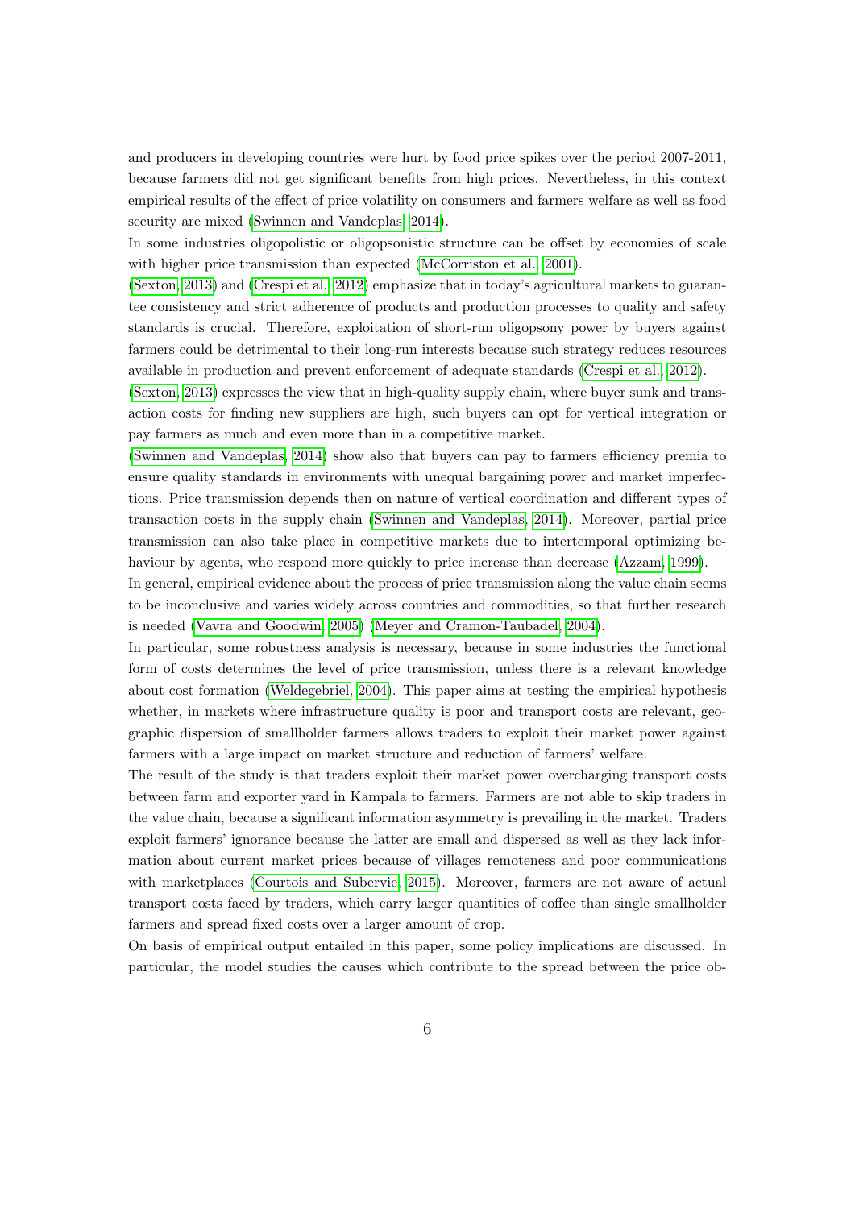and producers in developing countries were hurt by food price spikes over the period 2007-2011, because farmers did not get significant benefits from high prices. Nevertheless, in this context empirical results of the effect of price volatility on consumers and farmers welfare as well as food security are mixed (Swinnen and Vandeplas, 2014).

In some industries oligopolistic or oligopsonistic structure can be offset by economies of scale with higher price transmission than expected (McCorriston et al., 2001).

(Sexton, 2013) and (Crespi et al., 2012) emphasize that in today's agricultural markets to guarantee consistency and strict adherence of products and production processes to quality and safety standards is crucial. Therefore, exploitation of short-run oligopsony power by buyers against farmers could be detrimental to their long-run interests because such strategy reduces resources available in production and prevent enforcement of adequate standards (Crespi et al., 2012).

(Sexton, 2013) expresses the view that in high-quality supply chain, where buyer sunk and transaction costs for finding new suppliers are high, such buyers can opt for vertical integration or pay farmers as much and even more than in a competitive market.

(Swinnen and Vandeplas, 2014) show also that buyers can pay to farmers efficiency premia to ensure quality standards in environments with unequal bargaining power and market imperfections. Price transmission depends then on nature of vertical coordination and different types of transaction costs in the supply chain (Swinnen and Vandeplas, 2014). Moreover, partial price transmission can also take place in competitive markets due to intertemporal optimizing behaviour by agents, who respond more quickly to price increase than decrease (Azzam, 1999).

In general, empirical evidence about the process of price transmission along the value chain seems to be inconclusive and varies widely across countries and commodities, so that further research is needed (Vavra and Goodwin, 2005) (Meyer and Cramon-Taubadel, 2004).

In particular, some robustness analysis is necessary, because in some industries the functional form of costs determines the level of price transmission, unless there is a relevant knowledge about cost formation (Weldegebriel, 2004). This paper aims at testing the empirical hypothesis whether, in markets where infrastructure quality is poor and transport costs are relevant, geographic dispersion of smallholder farmers allows traders to exploit their market power against farmers with a large impact on market structure and reduction of farmers' welfare.

The result of the study is that traders exploit their market power overcharging transport costs between farm and exporter yard in Kampala to farmers. Farmers are not able to skip traders in the value chain, because a significant information asymmetry is prevailing in the market. Traders exploit farmers' ignorance because the latter are small and dispersed as well as they lack information about current market prices because of villages remoteness and poor communications with marketplaces (Courtois and Subervie, 2015). Moreover, farmers are not aware of actual transport costs faced by traders, which carry larger quantities of coffee than single smallholder farmers and spread fixed costs over a larger amount of crop.

On basis of empirical output entailed in this paper, some policy implications are discussed. In particular, the model studies the causes which contribute to the spread between the price ob-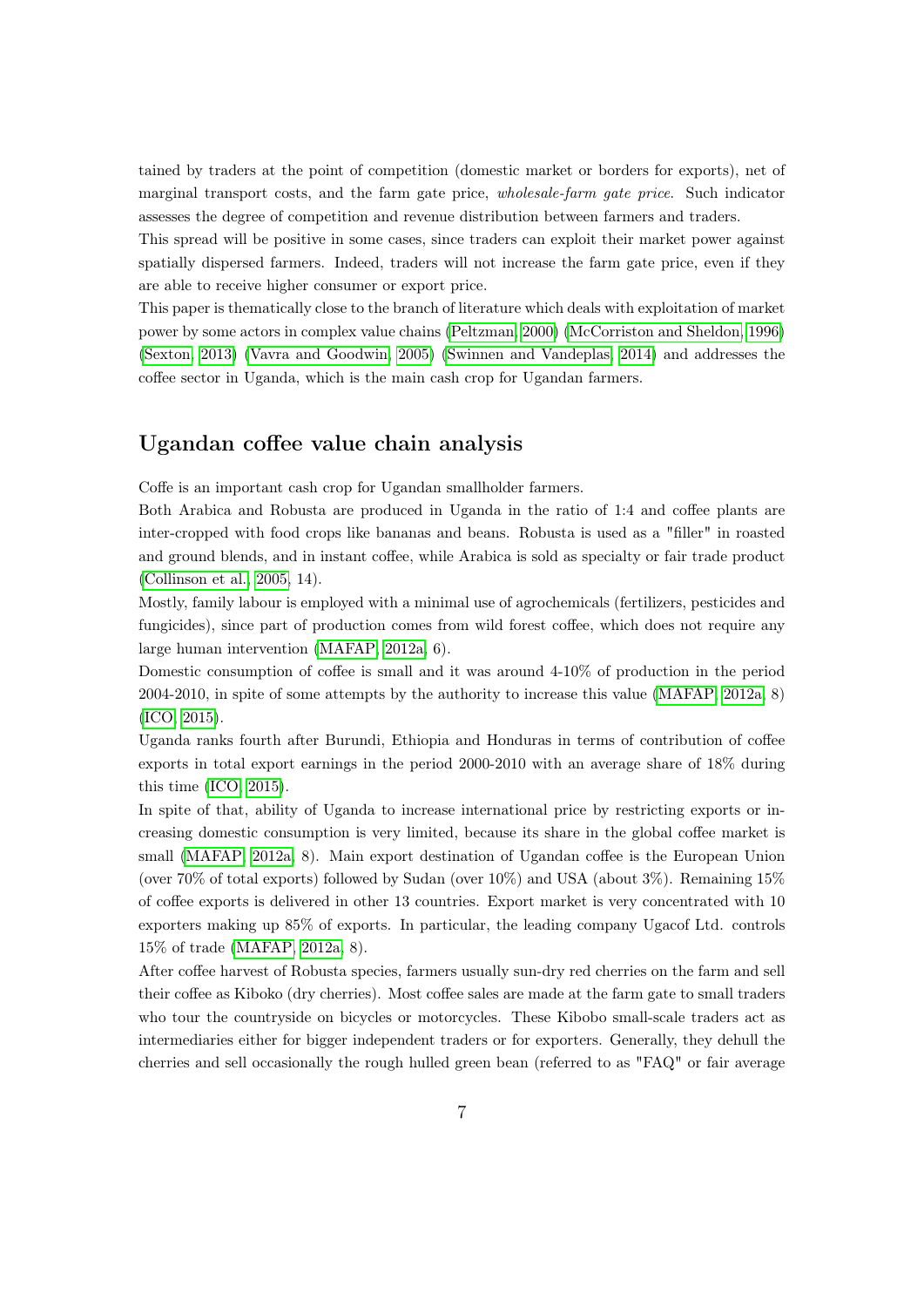tained by traders at the point of competition (domestic market or borders for exports), net of marginal transport costs, and the farm gate price, *wholesale-farm gate price*. Such indicator assesses the degree of competition and revenue distribution between farmers and traders.

This spread will be positive in some cases, since traders can exploit their market power against spatially dispersed farmers. Indeed, traders will not increase the farm gate price, even if they are able to receive higher consumer or export price.

This paper is thematically close to the branch of literature which deals with exploitation of market power by some actors in complex value chains (Peltzman, 2000) (McCorriston and Sheldon, 1996) (Sexton, 2013) (Vavra and Goodwin, 2005) (Swinnen and Vandeplas, 2014) and addresses the coffee sector in Uganda, which is the main cash crop for Ugandan farmers.

## Ugandan coffee value chain analysis

Coffe is an important cash crop for Ugandan smallholder farmers.

Both Arabica and Robusta are produced in Uganda in the ratio of 1:4 and coffee plants are inter-cropped with food crops like bananas and beans. Robusta is used as a "filler" in roasted and ground blends, and in instant coffee, while Arabica is sold as specialty or fair trade product (Collinson et al., 2005, 14).

Mostly, family labour is employed with a minimal use of agrochemicals (fertilizers, pesticides and fungicides), since part of production comes from wild forest coffee, which does not require any large human intervention (MAFAP, 2012a, 6).

Domestic consumption of coffee is small and it was around 4-10% of production in the period 2004-2010, in spite of some attempts by the authority to increase this value (MAFAP, 2012a, 8) (ICO, 2015).

Uganda ranks fourth after Burundi, Ethiopia and Honduras in terms of contribution of coffee exports in total export earnings in the period 2000-2010 with an average share of 18% during this time (ICO, 2015).

In spite of that, ability of Uganda to increase international price by restricting exports or increasing domestic consumption is very limited, because its share in the global coffee market is small (MAFAP, 2012a, 8). Main export destination of Ugandan coffee is the European Union (over 70% of total exports) followed by Sudan (over 10%) and USA (about 3%). Remaining 15% of coffee exports is delivered in other 13 countries. Export market is very concentrated with 10 exporters making up 85% of exports. In particular, the leading company Ugacof Ltd. controls 15% of trade (MAFAP, 2012a, 8).

After coffee harvest of Robusta species, farmers usually sun-dry red cherries on the farm and sell their coffee as Kiboko (dry cherries). Most coffee sales are made at the farm gate to small traders who tour the countryside on bicycles or motorcycles. These Kibobo small-scale traders act as intermediaries either for bigger independent traders or for exporters. Generally, they dehull the cherries and sell occasionally the rough hulled green bean (referred to as "FAQ" or fair average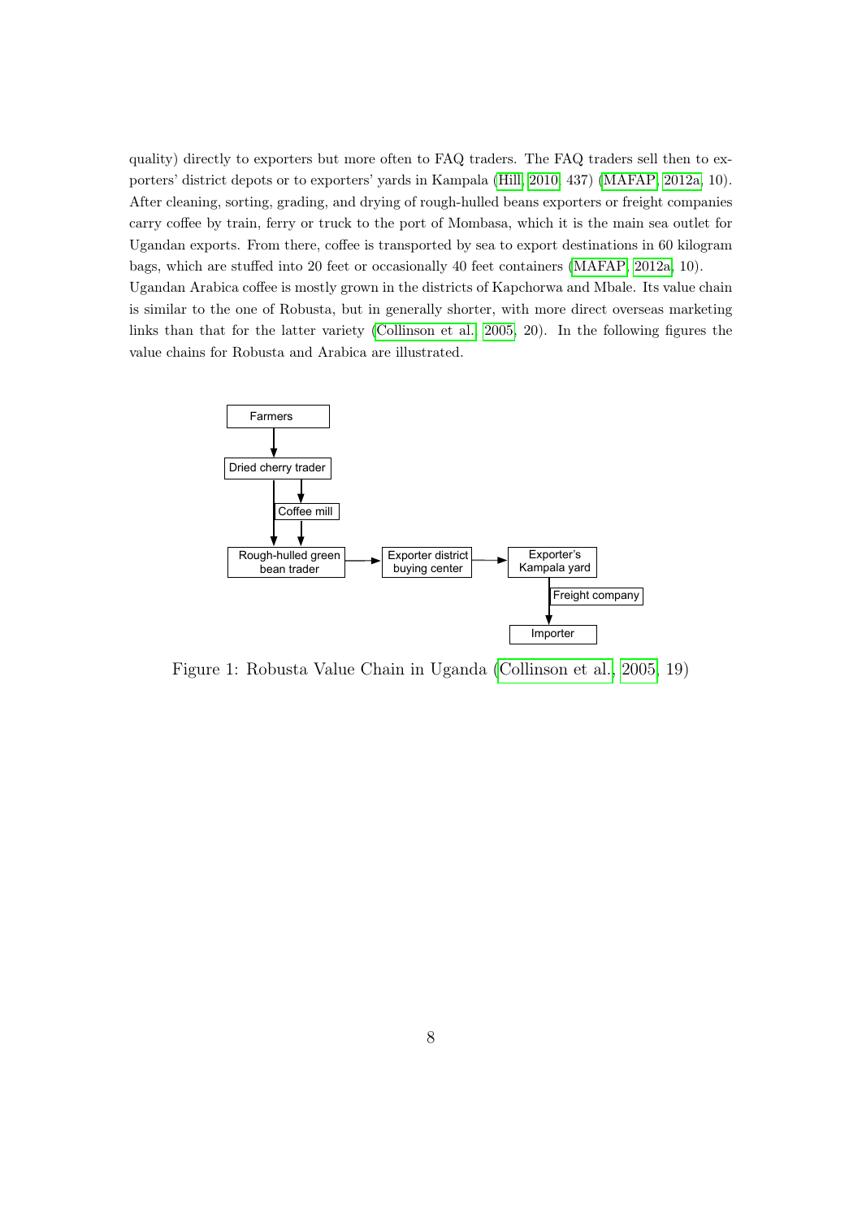quality) directly to exporters but more often to FAQ traders. The FAQ traders sell then to exporters' district depots or to exporters' yards in Kampala (Hill 2010, 437) (MAFAP 2012a, 10). After cleaning, sorting, grading, and drying of rough-hulled beans exporters or freight companies carry coffee by train, ferry or truck to the port of Mombasa, which it is the main sea outlet for Ugandan exports. From there, coffee is transported by sea to export destinations in 60 kilogram bags, which are stuffed into 20 feet or occasionally 40 feet containers (MAFAP 2012a, 10).
Ugandan Arabica coffee is mostly grown in the districts of Kapchorwa and Mbale. Its value chain is similar to the one of Robusta, but in generally shorter, with more direct overseas marketing links than that for the latter variety (Collinson et al. 2005, 20). In the following figures the value chains for Robusta and Arabica are illustrated.

Farmers → Dried cherry trader → (Coffee mill) → Rough-hulled green bean trader → Exporter district buying center → Exporter's Kampala yard → (Freight company) → Importer

Figure 1: Robusta Value Chain in Uganda (Collinson et al. 2005, 19)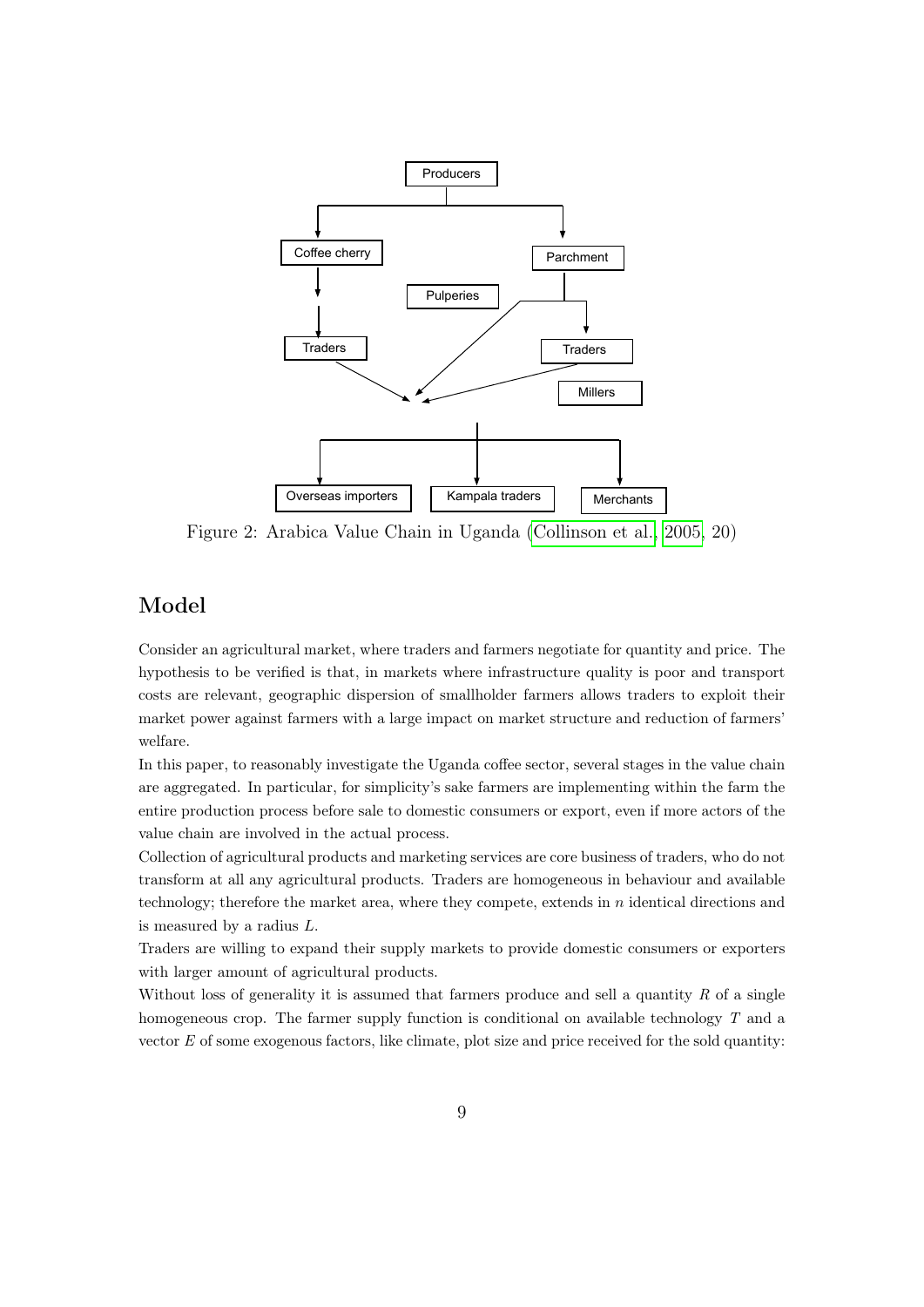Producers

Coffee cherry

Parchment

Pulperies

Traders

Traders

Millers

Overseas importers

Kampala traders

Merchants

Figure 2: Arabica Value Chain in Uganda (Collinson et al., 2005, 20)

## Model

Consider an agricultural market, where traders and farmers negotiate for quantity and price. The hypothesis to be verified is that, in markets where infrastructure quality is poor and transport costs are relevant, geographic dispersion of smallholder farmers allows traders to exploit their market power against farmers with a large impact on market structure and reduction of farmers' welfare.

In this paper, to reasonably investigate the Uganda coffee sector, several stages in the value chain are aggregated. In particular, for simplicity's sake farmers are implementing within the farm the entire production process before sale to domestic consumers or export, even if more actors of the value chain are involved in the actual process.

Collection of agricultural products and marketing services are core business of traders, who do not transform at all any agricultural products. Traders are homogeneous in behaviour and available technology; therefore the market area, where they compete, extends in $n$ identical directions and is measured by a radius $L$.

Traders are willing to expand their supply markets to provide domestic consumers or exporters with larger amount of agricultural products.

Without loss of generality it is assumed that farmers produce and sell a quantity $R$ of a single homogeneous crop. The farmer supply function is conditional on available technology $T$ and a vector $E$ of some exogenous factors, like climate, plot size and price received for the sold quantity: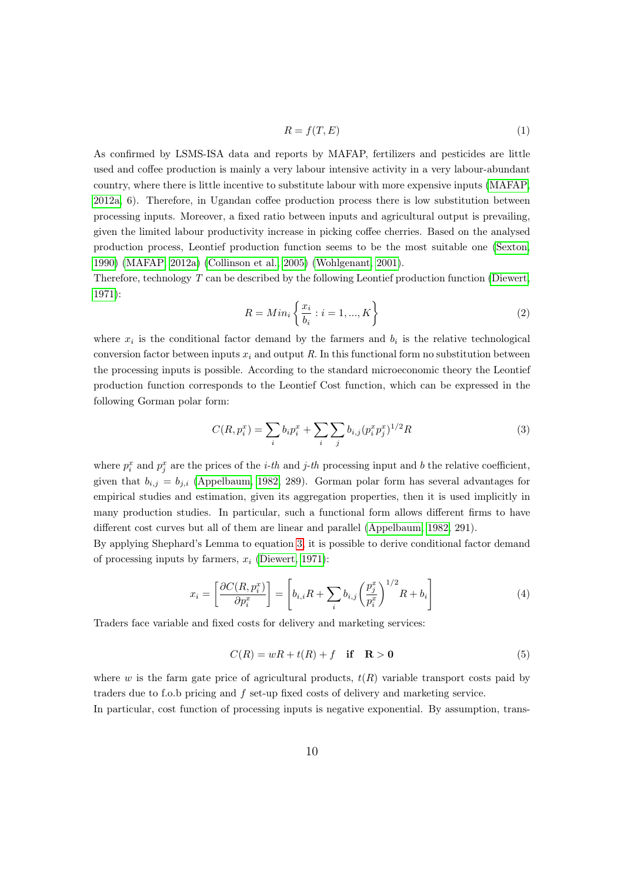$$R = f(T, E) \tag{1}$$

As confirmed by LSMS-ISA data and reports by MAFAP, fertilizers and pesticides are little used and coffee production is mainly a very labour intensive activity in a very labour-abundant country, where there is little incentive to substitute labour with more expensive inputs (MAFAP, 2012a, 6). Therefore, in Ugandan coffee production process there is low substitution between processing inputs. Moreover, a fixed ratio between inputs and agricultural output is prevailing, given the limited labour productivity increase in picking coffee cherries. Based on the analysed production process, Leontief production function seems to be the most suitable one (Sexton, 1990) (MAFAP, 2012a) (Collinson et al., 2005) (Wohlgenant, 2001).
Therefore, technology $T$ can be described by the following Leontief production function (Diewert, 1971):

$$R = Min_i \left\{ \frac{x_i}{b_i} : i = 1, ..., K \right\} \tag{2}$$

where $x_i$ is the conditional factor demand by the farmers and $b_i$ is the relative technological conversion factor between inputs $x_i$ and output $R$. In this functional form no substitution between the processing inputs is possible. According to the standard microeconomic theory the Leontief production function corresponds to the Leontief Cost function, which can be expressed in the following Gorman polar form:

$$C(R, p_i^x) = \sum_i b_i p_i^x + \sum_i \sum_j b_{i,j} (p_i^x p_j^x)^{1/2} R \tag{3}$$

where $p_i^x$ and $p_j^x$ are the prices of the *i-th* and *j-th* processing input and $b$ the relative coefficient, given that $b_{i,j} = b_{j,i}$ (Appelbaum, 1982, 289). Gorman polar form has several advantages for empirical studies and estimation, given its aggregation properties, then it is used implicitly in many production studies. In particular, such a functional form allows different firms to have different cost curves but all of them are linear and parallel (Appelbaum, 1982, 291).
By applying Shephard's Lemma to equation 3, it is possible to derive conditional factor demand of processing inputs by farmers, $x_i$ (Diewert, 1971):

$$x_i = \left[ \frac{\partial C(R, p_i^x)}{\partial p_i^x} \right] = \left[ b_{i,i} R + \sum_i b_{i,j} \left( \frac{p_j^x}{p_i^x} \right)^{1/2} R + b_i \right] \tag{4}$$

Traders face variable and fixed costs for delivery and marketing services:

$$C(R) = wR + t(R) + f \quad \textbf{if} \quad \mathbf{R > 0} \tag{5}$$

where $w$ is the farm gate price of agricultural products, $t(R)$ variable transport costs paid by traders due to f.o.b pricing and $f$ set-up fixed costs of delivery and marketing service.
In particular, cost function of processing inputs is negative exponential. By assumption, trans-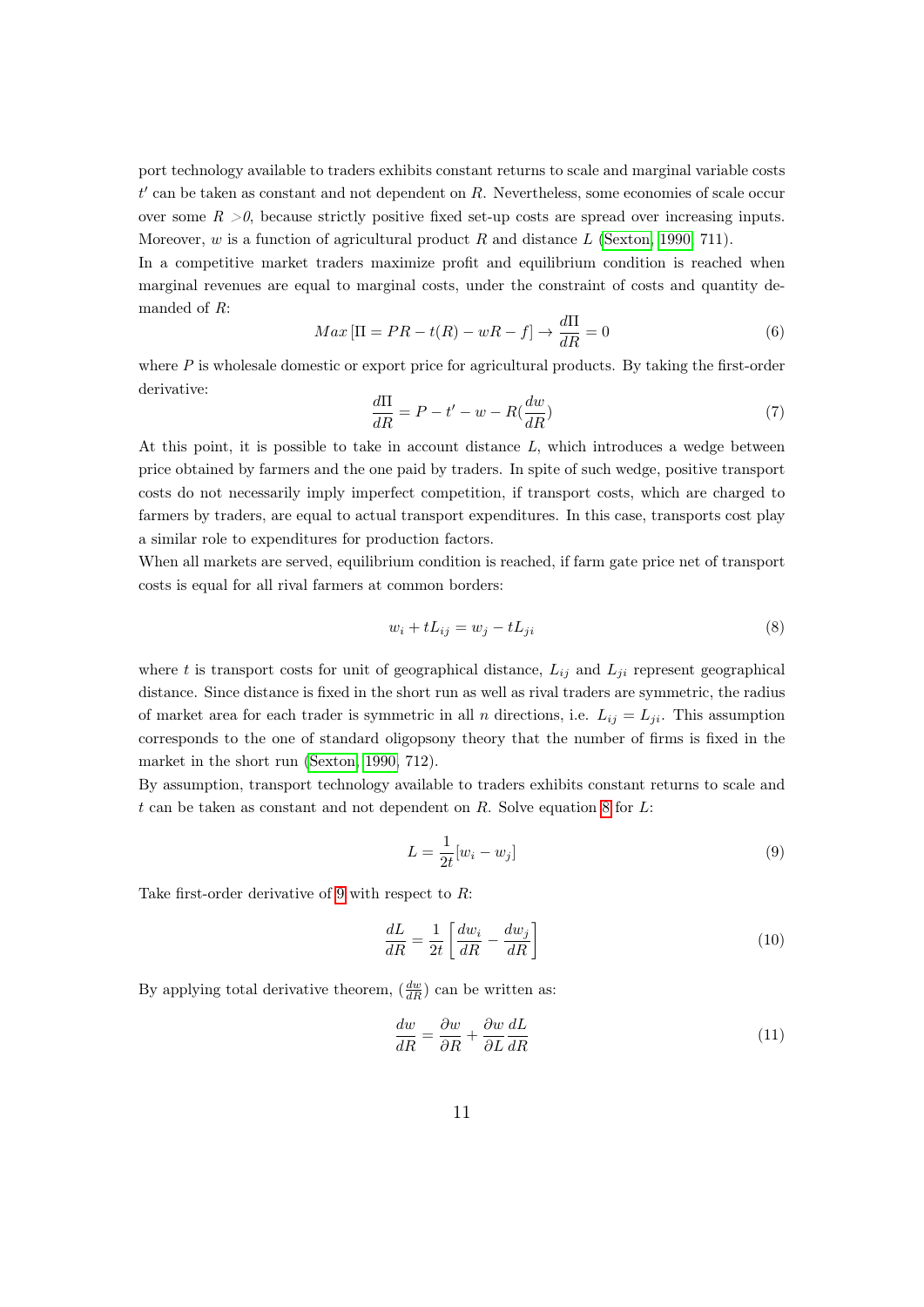port technology available to traders exhibits constant returns to scale and marginal variable costs $t'$ can be taken as constant and not dependent on $R$. Nevertheless, some economies of scale occur over some $R > 0$, because strictly positive fixed set-up costs are spread over increasing inputs. Moreover, $w$ is a function of agricultural product $R$ and distance $L$ (Sexton, 1990, 711).

In a competitive market traders maximize profit and equilibrium condition is reached when marginal revenues are equal to marginal costs, under the constraint of costs and quantity demanded of $R$:

$$Max\,[\Pi = PR - t(R) - wR - f] \rightarrow \frac{d\Pi}{dR} = 0 \tag{6}$$

where $P$ is wholesale domestic or export price for agricultural products. By taking the first-order derivative:

$$\frac{d\Pi}{dR} = P - t' - w - R(\frac{dw}{dR}) \tag{7}$$

At this point, it is possible to take in account distance $L$, which introduces a wedge between price obtained by farmers and the one paid by traders. In spite of such wedge, positive transport costs do not necessarily imply imperfect competition, if transport costs, which are charged to farmers by traders, are equal to actual transport expenditures. In this case, transports cost play a similar role to expenditures for production factors.

When all markets are served, equilibrium condition is reached, if farm gate price net of transport costs is equal for all rival farmers at common borders:

$$w_i + tL_{ij} = w_j - tL_{ji} \tag{8}$$

where $t$ is transport costs for unit of geographical distance, $L_{ij}$ and $L_{ji}$ represent geographical distance. Since distance is fixed in the short run as well as rival traders are symmetric, the radius of market area for each trader is symmetric in all $n$ directions, i.e. $L_{ij} = L_{ji}$. This assumption corresponds to the one of standard oligopsony theory that the number of firms is fixed in the market in the short run (Sexton, 1990, 712).

By assumption, transport technology available to traders exhibits constant returns to scale and $t$ can be taken as constant and not dependent on $R$. Solve equation 8 for $L$:

$$L = \frac{1}{2t}[w_i - w_j] \tag{9}$$

Take first-order derivative of 9 with respect to $R$:

$$\frac{dL}{dR} = \frac{1}{2t}\left[\frac{dw_i}{dR} - \frac{dw_j}{dR}\right] \tag{10}$$

By applying total derivative theorem, $(\frac{dw}{dR})$ can be written as:

$$\frac{dw}{dR} = \frac{\partial w}{\partial R} + \frac{\partial w}{\partial L}\frac{dL}{dR} \tag{11}$$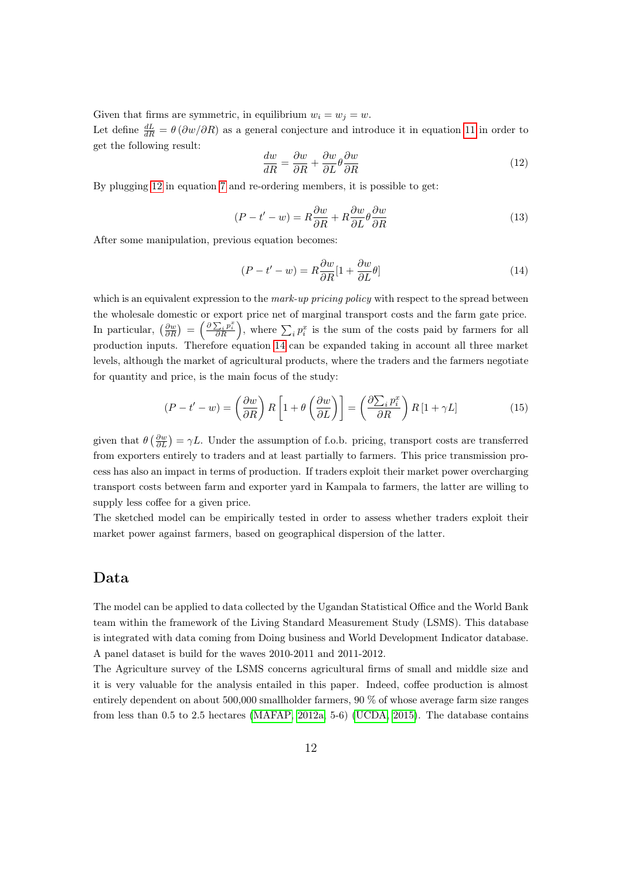Given that firms are symmetric, in equilibrium $w_i = w_j = w$.

Let define $\frac{dL}{dR} = \theta\left(\partial w/\partial R\right)$ as a general conjecture and introduce it in equation 11 in order to get the following result:

$$\frac{dw}{dR} = \frac{\partial w}{\partial R} + \frac{\partial w}{\partial L}\theta\frac{\partial w}{\partial R} \tag{12}$$

By plugging 12 in equation 7 and re-ordering members, it is possible to get:

$$(P - t' - w) = R\frac{\partial w}{\partial R} + R\frac{\partial w}{\partial L}\theta\frac{\partial w}{\partial R} \tag{13}$$

After some manipulation, previous equation becomes:

$$(P - t' - w) = R\frac{\partial w}{\partial R}[1 + \frac{\partial w}{\partial L}\theta] \tag{14}$$

which is an equivalent expression to the *mark-up pricing policy* with respect to the spread between the wholesale domestic or export price net of marginal transport costs and the farm gate price. In particular, $\left(\frac{\partial w}{\partial R}\right) = \left(\frac{\partial \sum_i p_i^x}{\partial R}\right)$, where $\sum_i p_i^x$ is the sum of the costs paid by farmers for all production inputs. Therefore equation 14 can be expanded taking in account all three market levels, although the market of agricultural products, where the traders and the farmers negotiate for quantity and price, is the main focus of the study:

$$(P - t' - w) = \left(\frac{\partial w}{\partial R}\right) R \left[1 + \theta\left(\frac{\partial w}{\partial L}\right)\right] = \left(\frac{\partial \sum_i p_i^x}{\partial R}\right) R \left[1 + \gamma L\right] \tag{15}$$

given that $\theta\left(\frac{\partial w}{\partial L}\right) = \gamma L$. Under the assumption of f.o.b. pricing, transport costs are transferred from exporters entirely to traders and at least partially to farmers. This price transmission process has also an impact in terms of production. If traders exploit their market power overcharging transport costs between farm and exporter yard in Kampala to farmers, the latter are willing to supply less coffee for a given price.

The sketched model can be empirically tested in order to assess whether traders exploit their market power against farmers, based on geographical dispersion of the latter.

## Data

The model can be applied to data collected by the Ugandan Statistical Office and the World Bank team within the framework of the Living Standard Measurement Study (LSMS). This database is integrated with data coming from Doing business and World Development Indicator database. A panel dataset is build for the waves 2010-2011 and 2011-2012.

The Agriculture survey of the LSMS concerns agricultural firms of small and middle size and it is very valuable for the analysis entailed in this paper. Indeed, coffee production is almost entirely dependent on about 500,000 smallholder farmers, 90 % of whose average farm size ranges from less than 0.5 to 2.5 hectares (MAFAP, 2012a, 5-6) (UCDA, 2015). The database contains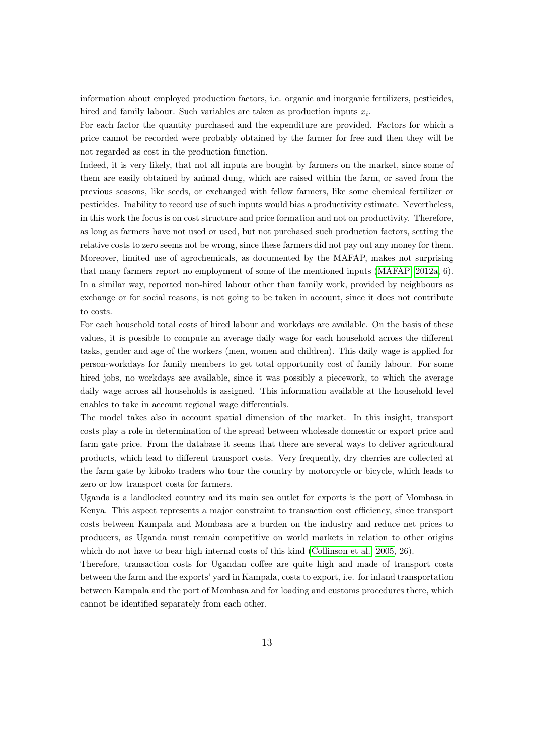information about employed production factors, i.e. organic and inorganic fertilizers, pesticides, hired and family labour. Such variables are taken as production inputs $x_i$.

For each factor the quantity purchased and the expenditure are provided. Factors for which a price cannot be recorded were probably obtained by the farmer for free and then they will be not regarded as cost in the production function.

Indeed, it is very likely, that not all inputs are bought by farmers on the market, since some of them are easily obtained by animal dung, which are raised within the farm, or saved from the previous seasons, like seeds, or exchanged with fellow farmers, like some chemical fertilizer or pesticides. Inability to record use of such inputs would bias a productivity estimate. Nevertheless, in this work the focus is on cost structure and price formation and not on productivity. Therefore, as long as farmers have not used or used, but not purchased such production factors, setting the relative costs to zero seems not be wrong, since these farmers did not pay out any money for them. Moreover, limited use of agrochemicals, as documented by the MAFAP, makes not surprising that many farmers report no employment of some of the mentioned inputs (MAFAP, 2012a, 6). In a similar way, reported non-hired labour other than family work, provided by neighbours as exchange or for social reasons, is not going to be taken in account, since it does not contribute to costs.

For each household total costs of hired labour and workdays are available. On the basis of these values, it is possible to compute an average daily wage for each household across the different tasks, gender and age of the workers (men, women and children). This daily wage is applied for person-workdays for family members to get total opportunity cost of family labour. For some hired jobs, no workdays are available, since it was possibly a piecework, to which the average daily wage across all households is assigned. This information available at the household level enables to take in account regional wage differentials.

The model takes also in account spatial dimension of the market. In this insight, transport costs play a role in determination of the spread between wholesale domestic or export price and farm gate price. From the database it seems that there are several ways to deliver agricultural products, which lead to different transport costs. Very frequently, dry cherries are collected at the farm gate by kiboko traders who tour the country by motorcycle or bicycle, which leads to zero or low transport costs for farmers.

Uganda is a landlocked country and its main sea outlet for exports is the port of Mombasa in Kenya. This aspect represents a major constraint to transaction cost efficiency, since transport costs between Kampala and Mombasa are a burden on the industry and reduce net prices to producers, as Uganda must remain competitive on world markets in relation to other origins which do not have to bear high internal costs of this kind (Collinson et al., 2005, 26).

Therefore, transaction costs for Ugandan coffee are quite high and made of transport costs between the farm and the exports' yard in Kampala, costs to export, i.e. for inland transportation between Kampala and the port of Mombasa and for loading and customs procedures there, which cannot be identified separately from each other.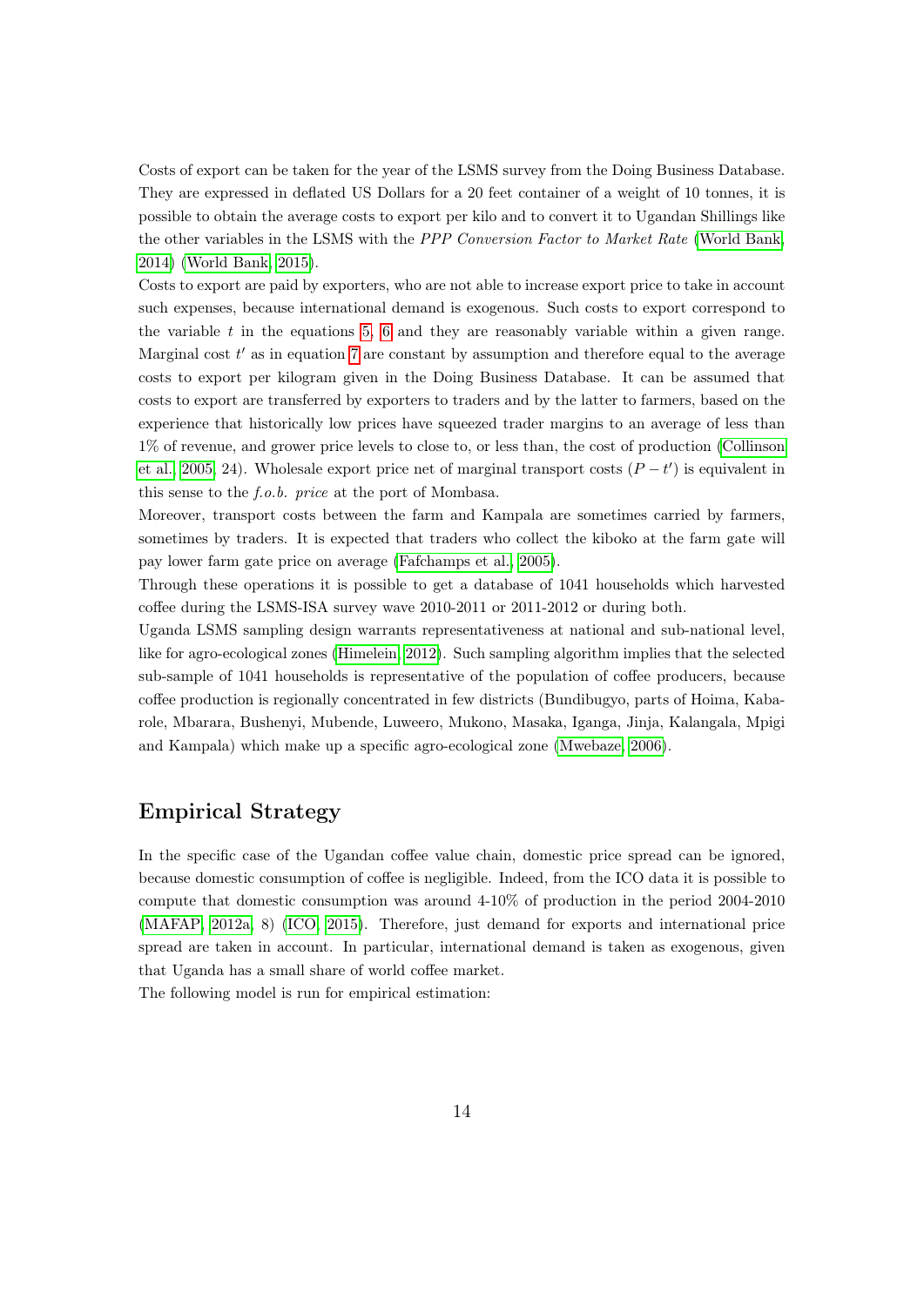Costs of export can be taken for the year of the LSMS survey from the Doing Business Database. They are expressed in deflated US Dollars for a 20 feet container of a weight of 10 tonnes, it is possible to obtain the average costs to export per kilo and to convert it to Ugandan Shillings like the other variables in the LSMS with the *PPP Conversion Factor to Market Rate* (World Bank, 2014) (World Bank, 2015).

Costs to export are paid by exporters, who are not able to increase export price to take in account such expenses, because international demand is exogenous. Such costs to export correspond to the variable $t$ in the equations 5, 6 and they are reasonably variable within a given range. Marginal cost $t'$ as in equation 7 are constant by assumption and therefore equal to the average costs to export per kilogram given in the Doing Business Database. It can be assumed that costs to export are transferred by exporters to traders and by the latter to farmers, based on the experience that historically low prices have squeezed trader margins to an average of less than 1% of revenue, and grower price levels to close to, or less than, the cost of production (Collinson et al., 2005, 24). Wholesale export price net of marginal transport costs ($P - t'$) is equivalent in this sense to the *f.o.b. price* at the port of Mombasa.

Moreover, transport costs between the farm and Kampala are sometimes carried by farmers, sometimes by traders. It is expected that traders who collect the kiboko at the farm gate will pay lower farm gate price on average (Fafchamps et al., 2005).

Through these operations it is possible to get a database of 1041 households which harvested coffee during the LSMS-ISA survey wave 2010-2011 or 2011-2012 or during both.

Uganda LSMS sampling design warrants representativeness at national and sub-national level, like for agro-ecological zones (Himelein, 2012). Such sampling algorithm implies that the selected sub-sample of 1041 households is representative of the population of coffee producers, because coffee production is regionally concentrated in few districts (Bundibugyo, parts of Hoima, Kabarole, Mbarara, Bushenyi, Mubende, Luweero, Mukono, Masaka, Iganga, Jinja, Kalangala, Mpigi and Kampala) which make up a specific agro-ecological zone (Mwebaze, 2006).

## Empirical Strategy

In the specific case of the Ugandan coffee value chain, domestic price spread can be ignored, because domestic consumption of coffee is negligible. Indeed, from the ICO data it is possible to compute that domestic consumption was around 4-10% of production in the period 2004-2010 (MAFAP, 2012a, 8) (ICO, 2015). Therefore, just demand for exports and international price spread are taken in account. In particular, international demand is taken as exogenous, given that Uganda has a small share of world coffee market.

The following model is run for empirical estimation: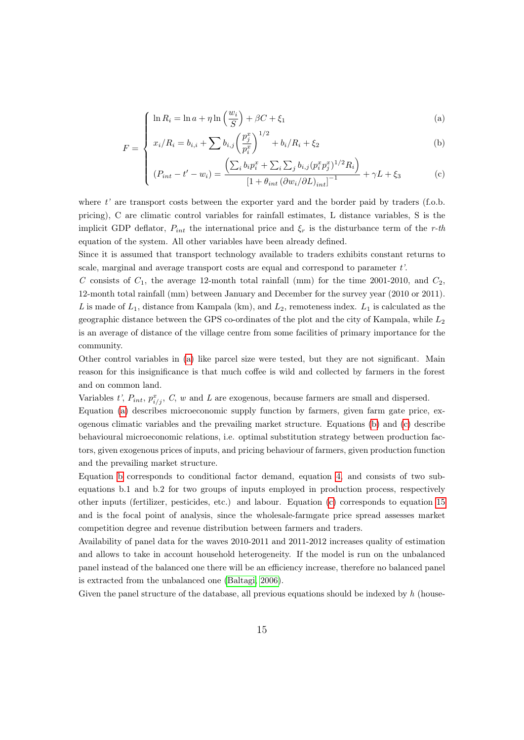$$
F = \begin{cases}
\ln R_i = \ln a + \eta \ln \left( \frac{w_i}{S} \right) + \beta C + \xi_1 & \text{(a)} \\
x_i / R_i = b_{i,i} + \sum b_{i,j} \left( \frac{p_j^x}{p_i^x} \right)^{1/2} + b_i / R_i + \xi_2 & \text{(b)} \\
(P_{int} - t' - w_i) = \frac{\left( \sum_i b_i p_i^x + \sum_i \sum_j b_{i,j} (p_i^x p_j^x)^{1/2} R_i \right)}{\left[ 1 + \theta_{int} \left( \partial w_i / \partial L \right)_{int} \right]^{-1}} + \gamma L + \xi_3 & \text{(c)}
\end{cases}
$$

where $t'$ are transport costs between the exporter yard and the border paid by traders (f.o.b. pricing), C are climatic control variables for rainfall estimates, L distance variables, S is the implicit GDP deflator, $P_{int}$ the international price and $\xi_r$ is the disturbance term of the *r-th* equation of the system. All other variables have been already defined.

Since it is assumed that transport technology available to traders exhibits constant returns to scale, marginal and average transport costs are equal and correspond to parameter $t'$.

$C$ consists of $C_1$, the average 12-month total rainfall (mm) for the time 2001-2010, and $C_2$, 12-month total rainfall (mm) between January and December for the survey year (2010 or 2011). $L$ is made of $L_1$, distance from Kampala (km), and $L_2$, remoteness index. $L_1$ is calculated as the geographic distance between the GPS co-ordinates of the plot and the city of Kampala, while $L_2$ is an average of distance of the village centre from some facilities of primary importance for the community.

Other control variables in (a) like parcel size were tested, but they are not significant. Main reason for this insignificance is that much coffee is wild and collected by farmers in the forest and on common land.

Variables $t'$, $P_{int}$, $p^x_{i/j}$, $C$, $w$ and $L$ are exogenous, because farmers are small and dispersed.

Equation (a) describes microeconomic supply function by farmers, given farm gate price, exogenous climatic variables and the prevailing market structure. Equations (b) and (c) describe behavioural microeconomic relations, i.e. optimal substitution strategy between production factors, given exogenous prices of inputs, and pricing behaviour of farmers, given production function and the prevailing market structure.

Equation b corresponds to conditional factor demand, equation 4, and consists of two subequations b.1 and b.2 for two groups of inputs employed in production process, respectively other inputs (fertilizer, pesticides, etc.) and labour. Equation (c) corresponds to equation 15 and is the focal point of analysis, since the wholesale-farmgate price spread assesses market competition degree and revenue distribution between farmers and traders.

Availability of panel data for the waves 2010-2011 and 2011-2012 increases quality of estimation and allows to take in account household heterogeneity. If the model is run on the unbalanced panel instead of the balanced one there will be an efficiency increase, therefore no balanced panel is extracted from the unbalanced one (Baltagi, 2006).

Given the panel structure of the database, all previous equations should be indexed by $h$ (house-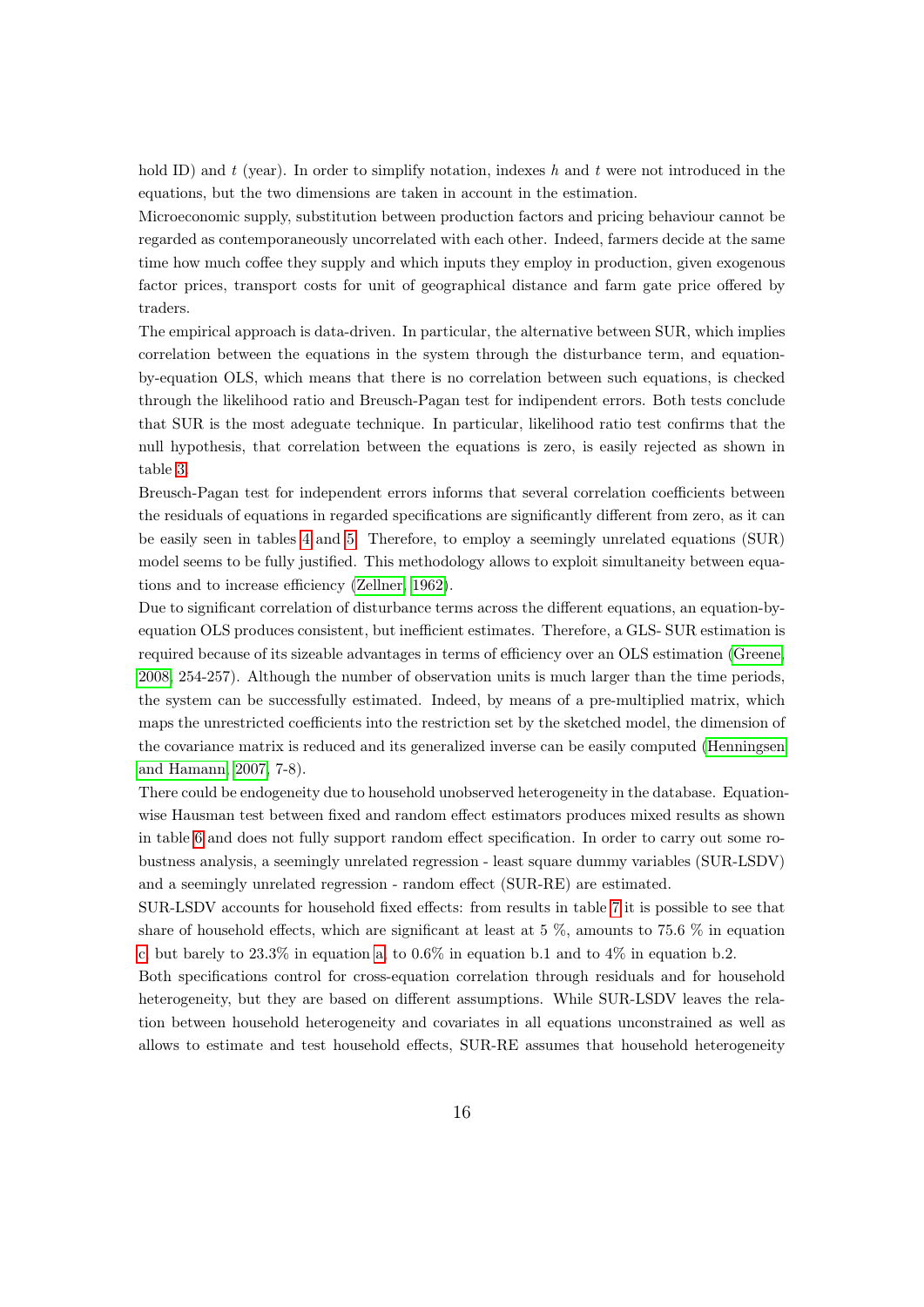hold ID) and $t$ (year). In order to simplify notation, indexes $h$ and $t$ were not introduced in the equations, but the two dimensions are taken in account in the estimation.

Microeconomic supply, substitution between production factors and pricing behaviour cannot be regarded as contemporaneously uncorrelated with each other. Indeed, farmers decide at the same time how much coffee they supply and which inputs they employ in production, given exogenous factor prices, transport costs for unit of geographical distance and farm gate price offered by traders.

The empirical approach is data-driven. In particular, the alternative between SUR, which implies correlation between the equations in the system through the disturbance term, and equation-by-equation OLS, which means that there is no correlation between such equations, is checked through the likelihood ratio and Breusch-Pagan test for indipendent errors. Both tests conclude that SUR is the most adeguate technique. In particular, likelihood ratio test confirms that the null hypothesis, that correlation between the equations is zero, is easily rejected as shown in table 3.

Breusch-Pagan test for independent errors informs that several correlation coefficients between the residuals of equations in regarded specifications are significantly different from zero, as it can be easily seen in tables 4 and 5. Therefore, to employ a seemingly unrelated equations (SUR) model seems to be fully justified. This methodology allows to exploit simultaneity between equations and to increase efficiency (Zellner, 1962).

Due to significant correlation of disturbance terms across the different equations, an equation-by-equation OLS produces consistent, but inefficient estimates. Therefore, a GLS- SUR estimation is required because of its sizeable advantages in terms of efficiency over an OLS estimation (Greene, 2008, 254-257). Although the number of observation units is much larger than the time periods, the system can be successfully estimated. Indeed, by means of a pre-multiplied matrix, which maps the unrestricted coefficients into the restriction set by the sketched model, the dimension of the covariance matrix is reduced and its generalized inverse can be easily computed (Henningsen and Hamann, 2007, 7-8).

There could be endogeneity due to household unobserved heterogeneity in the database. Equation-wise Hausman test between fixed and random effect estimators produces mixed results as shown in table 6 and does not fully support random effect specification. In order to carry out some robustness analysis, a seemingly unrelated regression - least square dummy variables (SUR-LSDV) and a seemingly unrelated regression - random effect (SUR-RE) are estimated.

SUR-LSDV accounts for household fixed effects: from results in table 7 it is possible to see that share of household effects, which are significant at least at 5 %, amounts to 75.6 % in equation c, but barely to 23.3% in equation a, to 0.6% in equation b.1 and to 4% in equation b.2.

Both specifications control for cross-equation correlation through residuals and for household heterogeneity, but they are based on different assumptions. While SUR-LSDV leaves the relation between household heterogeneity and covariates in all equations unconstrained as well as allows to estimate and test household effects, SUR-RE assumes that household heterogeneity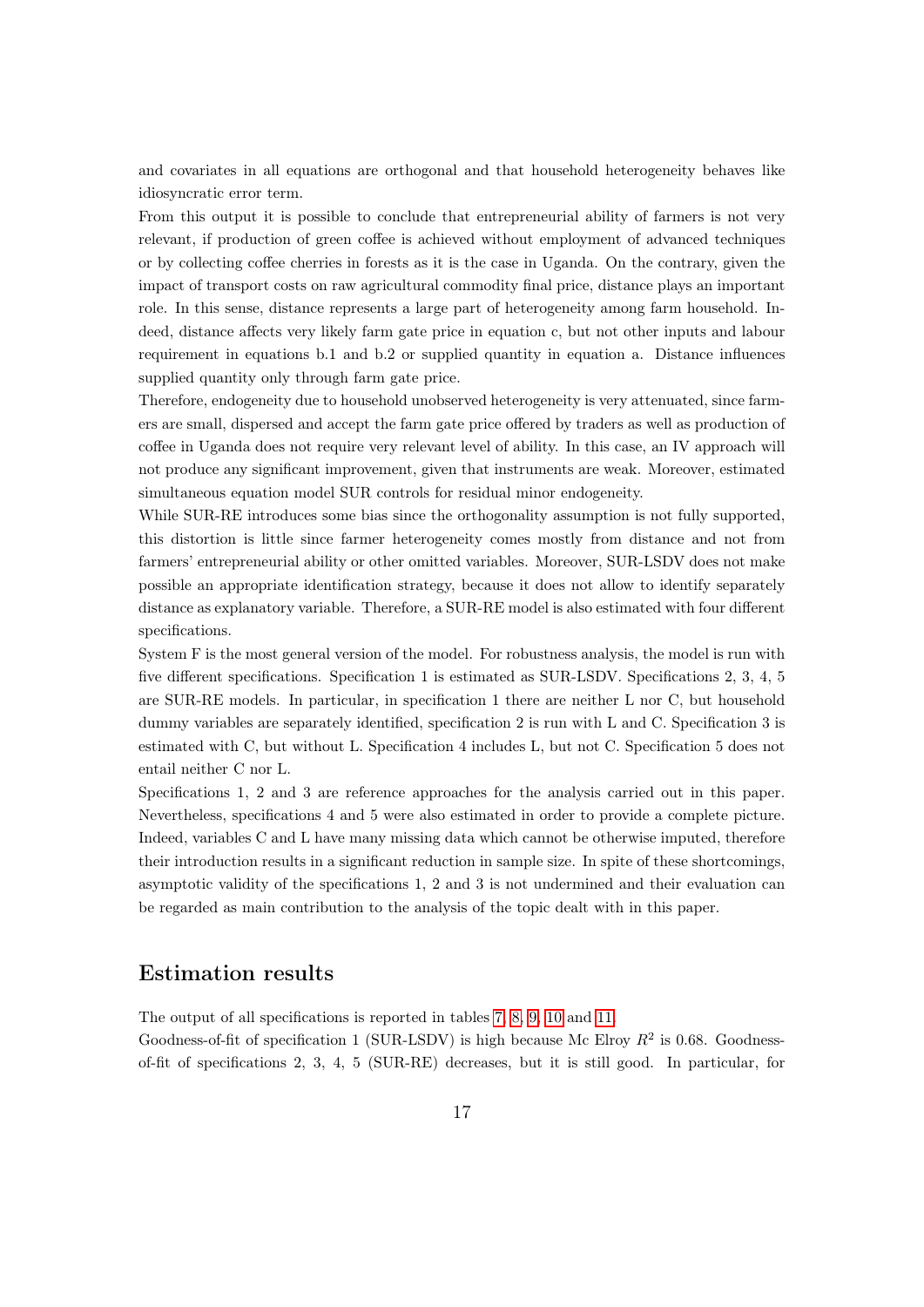and covariates in all equations are orthogonal and that household heterogeneity behaves like idiosyncratic error term.

From this output it is possible to conclude that entrepreneurial ability of farmers is not very relevant, if production of green coffee is achieved without employment of advanced techniques or by collecting coffee cherries in forests as it is the case in Uganda. On the contrary, given the impact of transport costs on raw agricultural commodity final price, distance plays an important role. In this sense, distance represents a large part of heterogeneity among farm household. Indeed, distance affects very likely farm gate price in equation c, but not other inputs and labour requirement in equations b.1 and b.2 or supplied quantity in equation a. Distance influences supplied quantity only through farm gate price.

Therefore, endogeneity due to household unobserved heterogeneity is very attenuated, since farmers are small, dispersed and accept the farm gate price offered by traders as well as production of coffee in Uganda does not require very relevant level of ability. In this case, an IV approach will not produce any significant improvement, given that instruments are weak. Moreover, estimated simultaneous equation model SUR controls for residual minor endogeneity.

While SUR-RE introduces some bias since the orthogonality assumption is not fully supported, this distortion is little since farmer heterogeneity comes mostly from distance and not from farmers' entrepreneurial ability or other omitted variables. Moreover, SUR-LSDV does not make possible an appropriate identification strategy, because it does not allow to identify separately distance as explanatory variable. Therefore, a SUR-RE model is also estimated with four different specifications.

System F is the most general version of the model. For robustness analysis, the model is run with five different specifications. Specification 1 is estimated as SUR-LSDV. Specifications 2, 3, 4, 5 are SUR-RE models. In particular, in specification 1 there are neither L nor C, but household dummy variables are separately identified, specification 2 is run with L and C. Specification 3 is estimated with C, but without L. Specification 4 includes L, but not C. Specification 5 does not entail neither C nor L.

Specifications 1, 2 and 3 are reference approaches for the analysis carried out in this paper. Nevertheless, specifications 4 and 5 were also estimated in order to provide a complete picture. Indeed, variables C and L have many missing data which cannot be otherwise imputed, therefore their introduction results in a significant reduction in sample size. In spite of these shortcomings, asymptotic validity of the specifications 1, 2 and 3 is not undermined and their evaluation can be regarded as main contribution to the analysis of the topic dealt with in this paper.

## Estimation results

The output of all specifications is reported in tables 7, 8, 9, 10 and 11.

Goodness-of-fit of specification 1 (SUR-LSDV) is high because Mc Elroy $R^2$ is 0.68. Goodness-of-fit of specifications 2, 3, 4, 5 (SUR-RE) decreases, but it is still good. In particular, for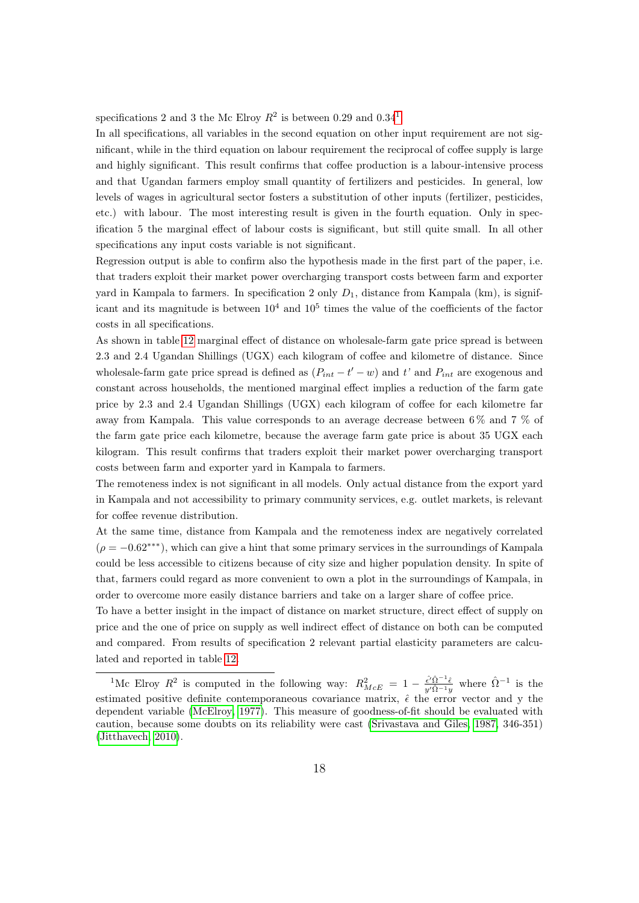specifications 2 and 3 the Mc Elroy $R^2$ is between 0.29 and 0.34[1].

In all specifications, all variables in the second equation on other input requirement are not significant, while in the third equation on labour requirement the reciprocal of coffee supply is large and highly significant. This result confirms that coffee production is a labour-intensive process and that Ugandan farmers employ small quantity of fertilizers and pesticides. In general, low levels of wages in agricultural sector fosters a substitution of other inputs (fertilizer, pesticides, etc.) with labour. The most interesting result is given in the fourth equation. Only in specification 5 the marginal effect of labour costs is significant, but still quite small. In all other specifications any input costs variable is not significant.

Regression output is able to confirm also the hypothesis made in the first part of the paper, i.e. that traders exploit their market power overcharging transport costs between farm and exporter yard in Kampala to farmers. In specification 2 only $D_1$, distance from Kampala (km), is significant and its magnitude is between $10^4$ and $10^5$ times the value of the coefficients of the factor costs in all specifications.

As shown in table 12 marginal effect of distance on wholesale-farm gate price spread is between 2.3 and 2.4 Ugandan Shillings (UGX) each kilogram of coffee and kilometre of distance. Since wholesale-farm gate price spread is defined as $(P_{int} - t' - w)$ and $t'$ and $P_{int}$ are exogenous and constant across households, the mentioned marginal effect implies a reduction of the farm gate price by 2.3 and 2.4 Ugandan Shillings (UGX) each kilogram of coffee for each kilometre far away from Kampala. This value corresponds to an average decrease between 6 % and 7 % of the farm gate price each kilometre, because the average farm gate price is about 35 UGX each kilogram. This result confirms that traders exploit their market power overcharging transport costs between farm and exporter yard in Kampala to farmers.

The remoteness index is not significant in all models. Only actual distance from the export yard in Kampala and not accessibility to primary community services, e.g. outlet markets, is relevant for coffee revenue distribution.

At the same time, distance from Kampala and the remoteness index are negatively correlated ($\rho = -0.62^{***}$), which can give a hint that some primary services in the surroundings of Kampala could be less accessible to citizens because of city size and higher population density. In spite of that, farmers could regard as more convenient to own a plot in the surroundings of Kampala, in order to overcome more easily distance barriers and take on a larger share of coffee price.

To have a better insight in the impact of distance on market structure, direct effect of supply on price and the one of price on supply as well indirect effect of distance on both can be computed and compared. From results of specification 2 relevant partial elasticity parameters are calculated and reported in table 12.

---

[1] Mc Elroy $R^2$ is computed in the following way: $R^2_{McE} = 1 - \frac{\hat{\epsilon}'\hat{\Omega}^{-1}\hat{\epsilon}}{y'\hat{\Omega}^{-1}y}$ where $\hat{\Omega}^{-1}$ is the estimated positive definite contemporaneous covariance matrix, $\hat{\epsilon}$ the error vector and y the dependent variable (McElroy, 1977). This measure of goodness-of-fit should be evaluated with caution, because some doubts on its reliability were cast (Srivastava and Giles, 1987, 346-351) (Jitthavech, 2010).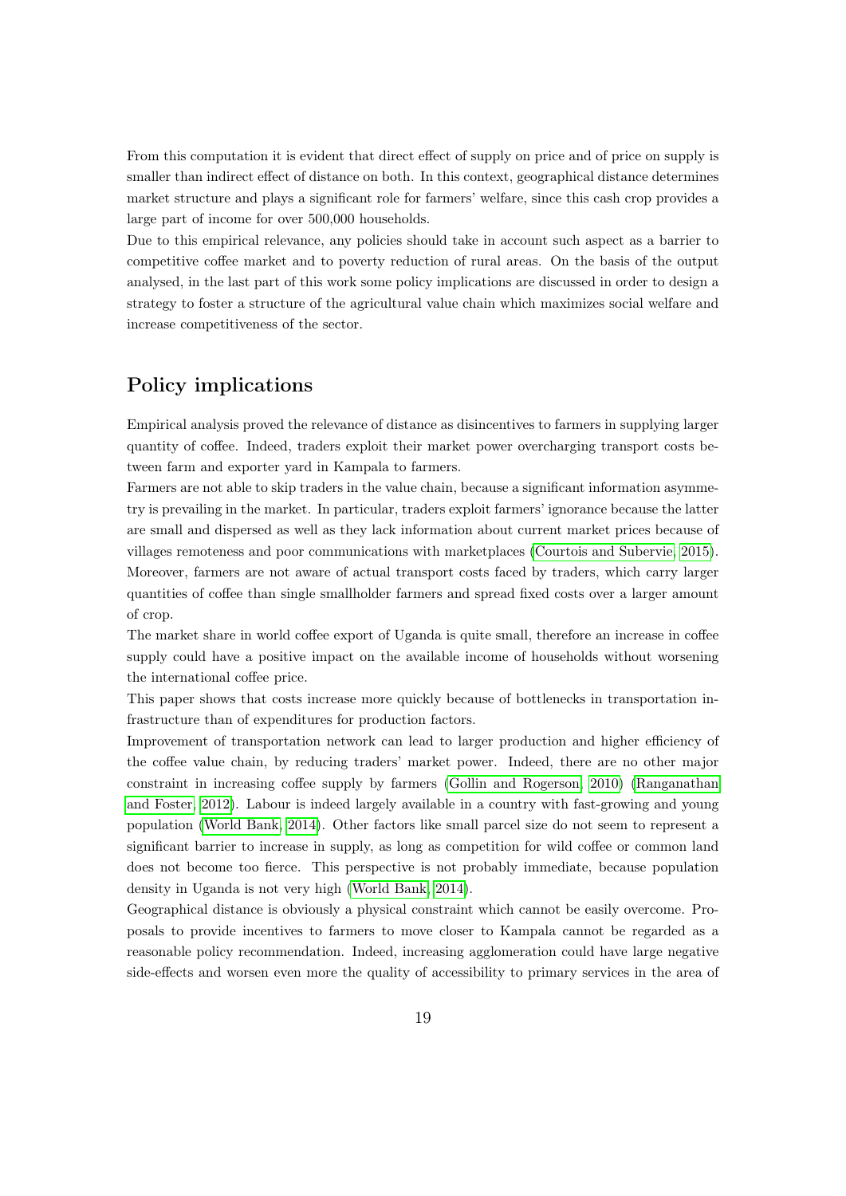From this computation it is evident that direct effect of supply on price and of price on supply is smaller than indirect effect of distance on both. In this context, geographical distance determines market structure and plays a significant role for farmers' welfare, since this cash crop provides a large part of income for over 500,000 households.

Due to this empirical relevance, any policies should take in account such aspect as a barrier to competitive coffee market and to poverty reduction of rural areas. On the basis of the output analysed, in the last part of this work some policy implications are discussed in order to design a strategy to foster a structure of the agricultural value chain which maximizes social welfare and increase competitiveness of the sector.

## Policy implications

Empirical analysis proved the relevance of distance as disincentives to farmers in supplying larger quantity of coffee. Indeed, traders exploit their market power overcharging transport costs between farm and exporter yard in Kampala to farmers.

Farmers are not able to skip traders in the value chain, because a significant information asymmetry is prevailing in the market. In particular, traders exploit farmers' ignorance because the latter are small and dispersed as well as they lack information about current market prices because of villages remoteness and poor communications with marketplaces (Courtois and Subervie, 2015). Moreover, farmers are not aware of actual transport costs faced by traders, which carry larger quantities of coffee than single smallholder farmers and spread fixed costs over a larger amount of crop.

The market share in world coffee export of Uganda is quite small, therefore an increase in coffee supply could have a positive impact on the available income of households without worsening the international coffee price.

This paper shows that costs increase more quickly because of bottlenecks in transportation infrastructure than of expenditures for production factors.

Improvement of transportation network can lead to larger production and higher efficiency of the coffee value chain, by reducing traders' market power. Indeed, there are no other major constraint in increasing coffee supply by farmers (Gollin and Rogerson, 2010) (Ranganathan and Foster, 2012). Labour is indeed largely available in a country with fast-growing and young population (World Bank, 2014). Other factors like small parcel size do not seem to represent a significant barrier to increase in supply, as long as competition for wild coffee or common land does not become too fierce. This perspective is not probably immediate, because population density in Uganda is not very high (World Bank, 2014).

Geographical distance is obviously a physical constraint which cannot be easily overcome. Proposals to provide incentives to farmers to move closer to Kampala cannot be regarded as a reasonable policy recommendation. Indeed, increasing agglomeration could have large negative side-effects and worsen even more the quality of accessibility to primary services in the area of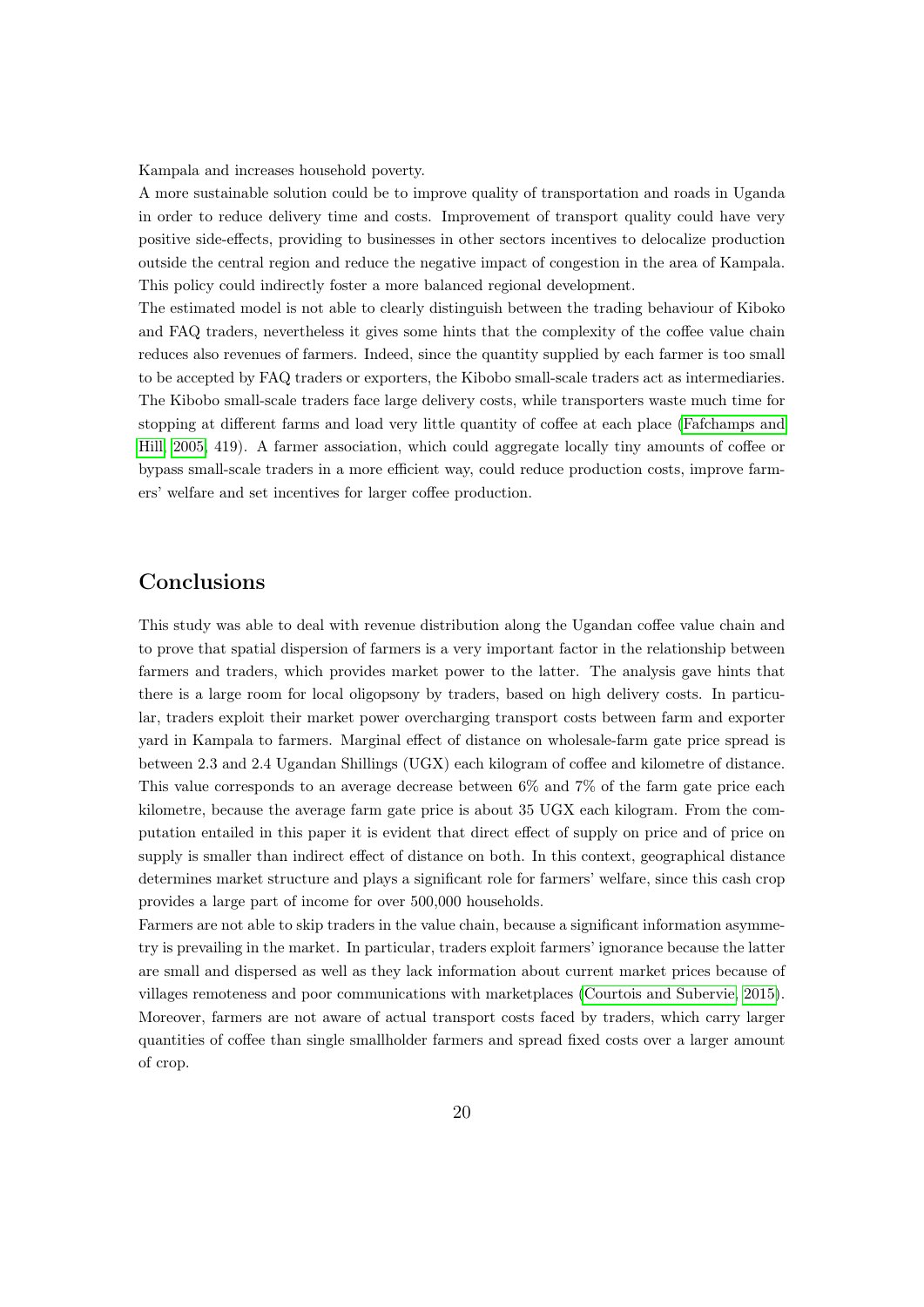Kampala and increases household poverty.

A more sustainable solution could be to improve quality of transportation and roads in Uganda in order to reduce delivery time and costs. Improvement of transport quality could have very positive side-effects, providing to businesses in other sectors incentives to delocalize production outside the central region and reduce the negative impact of congestion in the area of Kampala. This policy could indirectly foster a more balanced regional development.

The estimated model is not able to clearly distinguish between the trading behaviour of Kiboko and FAQ traders, nevertheless it gives some hints that the complexity of the coffee value chain reduces also revenues of farmers. Indeed, since the quantity supplied by each farmer is too small to be accepted by FAQ traders or exporters, the Kibobo small-scale traders act as intermediaries. The Kibobo small-scale traders face large delivery costs, while transporters waste much time for stopping at different farms and load very little quantity of coffee at each place (Fafchamps and Hill, 2005, 419). A farmer association, which could aggregate locally tiny amounts of coffee or bypass small-scale traders in a more efficient way, could reduce production costs, improve farmers' welfare and set incentives for larger coffee production.

## Conclusions

This study was able to deal with revenue distribution along the Ugandan coffee value chain and to prove that spatial dispersion of farmers is a very important factor in the relationship between farmers and traders, which provides market power to the latter. The analysis gave hints that there is a large room for local oligopsony by traders, based on high delivery costs. In particular, traders exploit their market power overcharging transport costs between farm and exporter yard in Kampala to farmers. Marginal effect of distance on wholesale-farm gate price spread is between 2.3 and 2.4 Ugandan Shillings (UGX) each kilogram of coffee and kilometre of distance. This value corresponds to an average decrease between 6% and 7% of the farm gate price each kilometre, because the average farm gate price is about 35 UGX each kilogram. From the computation entailed in this paper it is evident that direct effect of supply on price and of price on supply is smaller than indirect effect of distance on both. In this context, geographical distance determines market structure and plays a significant role for farmers' welfare, since this cash crop provides a large part of income for over 500,000 households.

Farmers are not able to skip traders in the value chain, because a significant information asymmetry is prevailing in the market. In particular, traders exploit farmers' ignorance because the latter are small and dispersed as well as they lack information about current market prices because of villages remoteness and poor communications with marketplaces (Courtois and Subervie, 2015). Moreover, farmers are not aware of actual transport costs faced by traders, which carry larger quantities of coffee than single smallholder farmers and spread fixed costs over a larger amount of crop.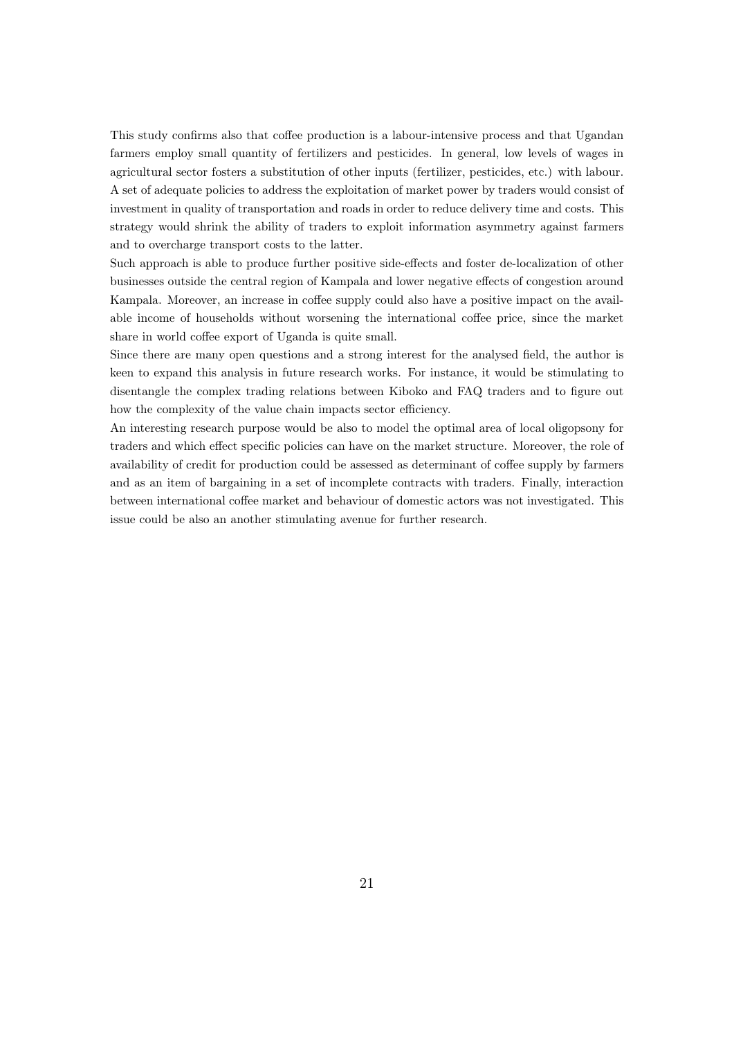This study confirms also that coffee production is a labour-intensive process and that Ugandan farmers employ small quantity of fertilizers and pesticides. In general, low levels of wages in agricultural sector fosters a substitution of other inputs (fertilizer, pesticides, etc.) with labour. A set of adequate policies to address the exploitation of market power by traders would consist of investment in quality of transportation and roads in order to reduce delivery time and costs. This strategy would shrink the ability of traders to exploit information asymmetry against farmers and to overcharge transport costs to the latter.

Such approach is able to produce further positive side-effects and foster de-localization of other businesses outside the central region of Kampala and lower negative effects of congestion around Kampala. Moreover, an increase in coffee supply could also have a positive impact on the available income of households without worsening the international coffee price, since the market share in world coffee export of Uganda is quite small.

Since there are many open questions and a strong interest for the analysed field, the author is keen to expand this analysis in future research works. For instance, it would be stimulating to disentangle the complex trading relations between Kiboko and FAQ traders and to figure out how the complexity of the value chain impacts sector efficiency.

An interesting research purpose would be also to model the optimal area of local oligopsony for traders and which effect specific policies can have on the market structure. Moreover, the role of availability of credit for production could be assessed as determinant of coffee supply by farmers and as an item of bargaining in a set of incomplete contracts with traders. Finally, interaction between international coffee market and behaviour of domestic actors was not investigated. This issue could be also an another stimulating avenue for further research.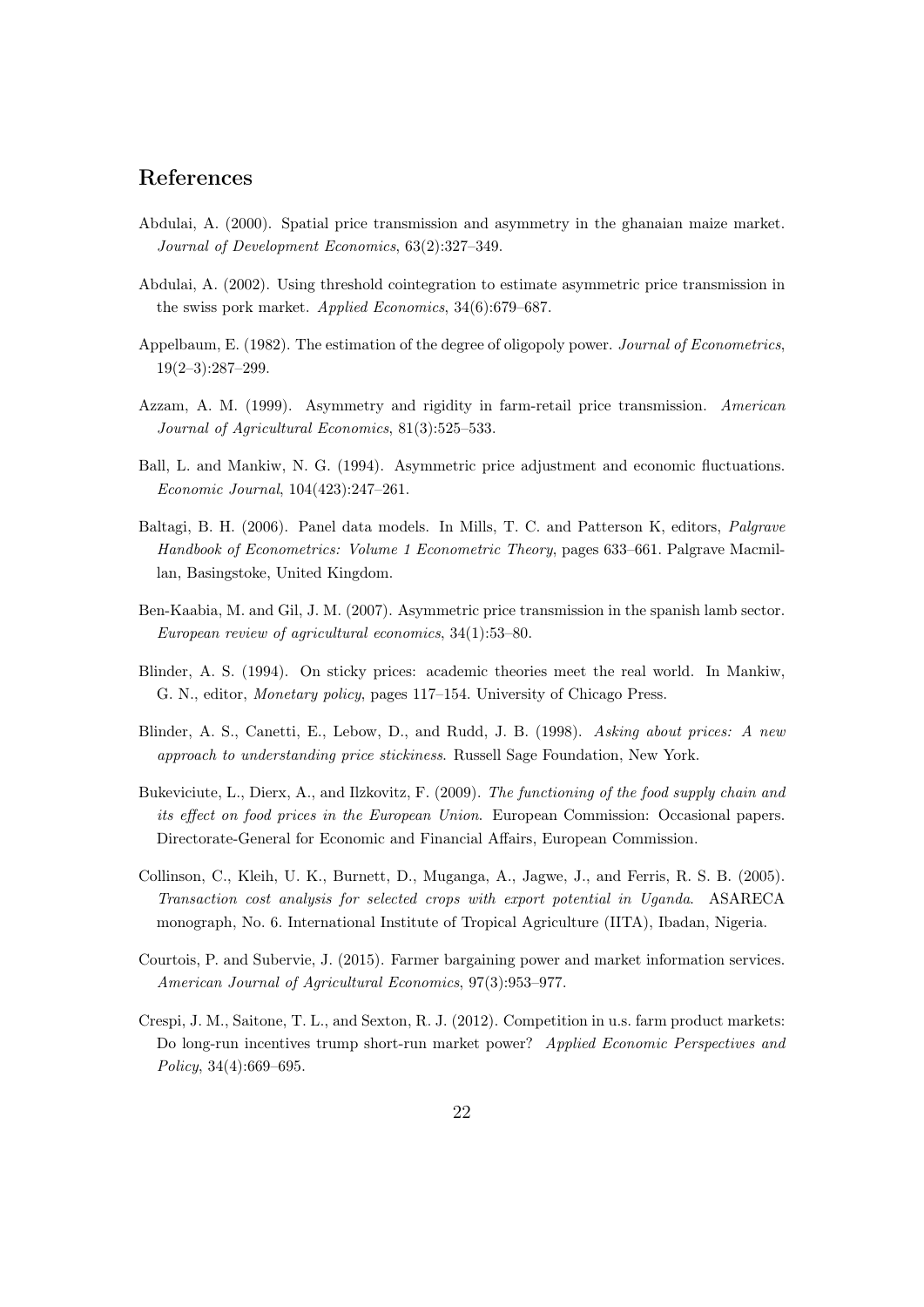## References

Abdulai, A. (2000). Spatial price transmission and asymmetry in the ghanaian maize market. *Journal of Development Economics*, 63(2):327–349.

Abdulai, A. (2002). Using threshold cointegration to estimate asymmetric price transmission in the swiss pork market. *Applied Economics*, 34(6):679–687.

Appelbaum, E. (1982). The estimation of the degree of oligopoly power. *Journal of Econometrics*, 19(2–3):287–299.

Azzam, A. M. (1999). Asymmetry and rigidity in farm-retail price transmission. *American Journal of Agricultural Economics*, 81(3):525–533.

Ball, L. and Mankiw, N. G. (1994). Asymmetric price adjustment and economic fluctuations. *Economic Journal*, 104(423):247–261.

Baltagi, B. H. (2006). Panel data models. In Mills, T. C. and Patterson K, editors, *Palgrave Handbook of Econometrics: Volume 1 Econometric Theory*, pages 633–661. Palgrave Macmillan, Basingstoke, United Kingdom.

Ben-Kaabia, M. and Gil, J. M. (2007). Asymmetric price transmission in the spanish lamb sector. *European review of agricultural economics*, 34(1):53–80.

Blinder, A. S. (1994). On sticky prices: academic theories meet the real world. In Mankiw, G. N., editor, *Monetary policy*, pages 117–154. University of Chicago Press.

Blinder, A. S., Canetti, E., Lebow, D., and Rudd, J. B. (1998). *Asking about prices: A new approach to understanding price stickiness*. Russell Sage Foundation, New York.

Bukeviciute, L., Dierx, A., and Ilzkovitz, F. (2009). *The functioning of the food supply chain and its effect on food prices in the European Union*. European Commission: Occasional papers. Directorate-General for Economic and Financial Affairs, European Commission.

Collinson, C., Kleih, U. K., Burnett, D., Muganga, A., Jagwe, J., and Ferris, R. S. B. (2005). *Transaction cost analysis for selected crops with export potential in Uganda*. ASARECA monograph, No. 6. International Institute of Tropical Agriculture (IITA), Ibadan, Nigeria.

Courtois, P. and Subervie, J. (2015). Farmer bargaining power and market information services. *American Journal of Agricultural Economics*, 97(3):953–977.

Crespi, J. M., Saitone, T. L., and Sexton, R. J. (2012). Competition in u.s. farm product markets: Do long-run incentives trump short-run market power? *Applied Economic Perspectives and Policy*, 34(4):669–695.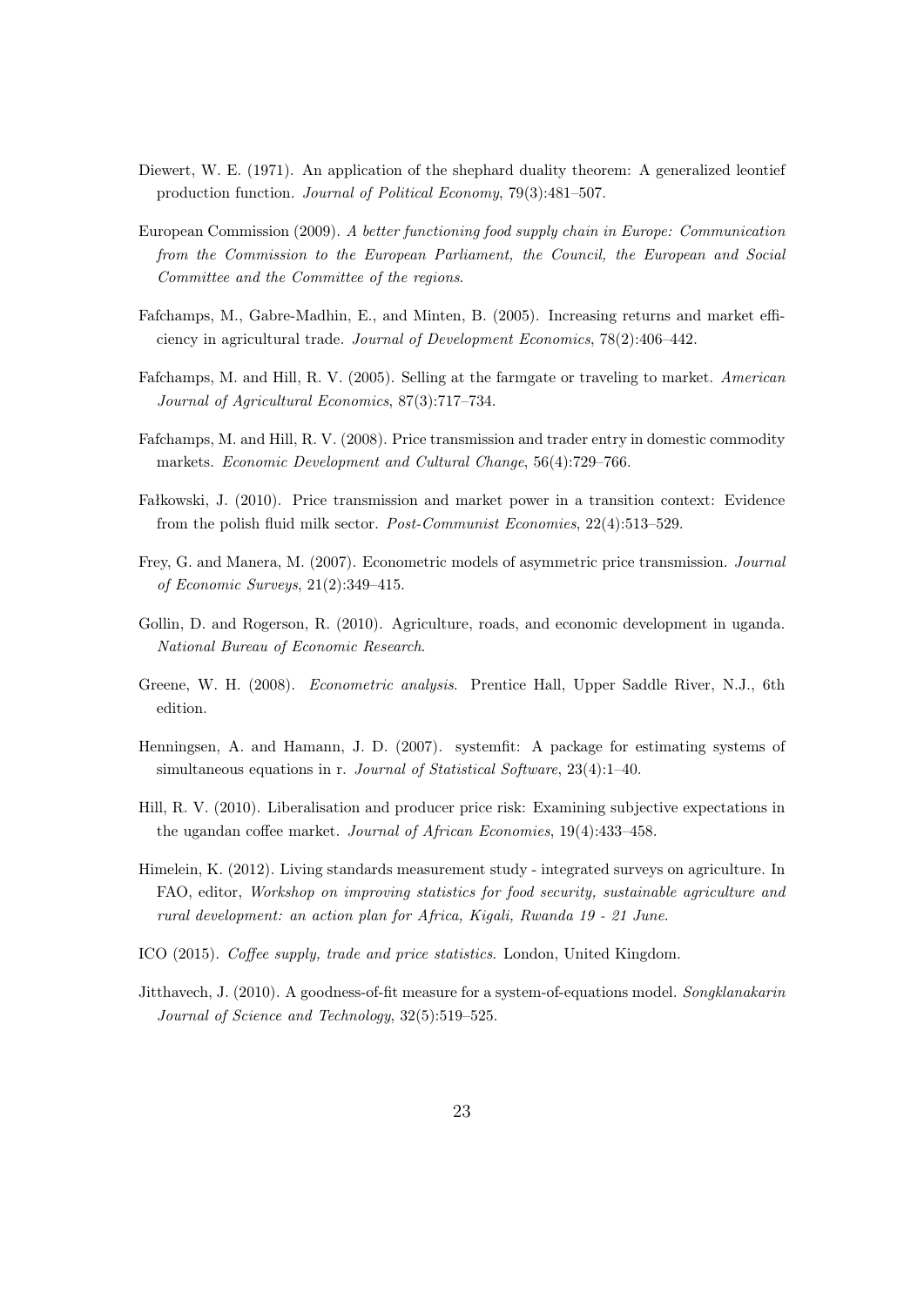Diewert, W. E. (1971). An application of the shephard duality theorem: A generalized leontief production function. *Journal of Political Economy*, 79(3):481–507.

European Commission (2009). *A better functioning food supply chain in Europe: Communication from the Commission to the European Parliament, the Council, the European and Social Committee and the Committee of the regions*.

Fafchamps, M., Gabre-Madhin, E., and Minten, B. (2005). Increasing returns and market efficiency in agricultural trade. *Journal of Development Economics*, 78(2):406–442.

Fafchamps, M. and Hill, R. V. (2005). Selling at the farmgate or traveling to market. *American Journal of Agricultural Economics*, 87(3):717–734.

Fafchamps, M. and Hill, R. V. (2008). Price transmission and trader entry in domestic commodity markets. *Economic Development and Cultural Change*, 56(4):729–766.

Fałkowski, J. (2010). Price transmission and market power in a transition context: Evidence from the polish fluid milk sector. *Post-Communist Economies*, 22(4):513–529.

Frey, G. and Manera, M. (2007). Econometric models of asymmetric price transmission. *Journal of Economic Surveys*, 21(2):349–415.

Gollin, D. and Rogerson, R. (2010). Agriculture, roads, and economic development in uganda. *National Bureau of Economic Research*.

Greene, W. H. (2008). *Econometric analysis*. Prentice Hall, Upper Saddle River, N.J., 6th edition.

Henningsen, A. and Hamann, J. D. (2007). systemfit: A package for estimating systems of simultaneous equations in r. *Journal of Statistical Software*, 23(4):1–40.

Hill, R. V. (2010). Liberalisation and producer price risk: Examining subjective expectations in the ugandan coffee market. *Journal of African Economies*, 19(4):433–458.

Himelein, K. (2012). Living standards measurement study - integrated surveys on agriculture. In FAO, editor, *Workshop on improving statistics for food security, sustainable agriculture and rural development: an action plan for Africa, Kigali, Rwanda 19 - 21 June*.

ICO (2015). *Coffee supply, trade and price statistics*. London, United Kingdom.

Jitthavech, J. (2010). A goodness-of-fit measure for a system-of-equations model. *Songklanakarin Journal of Science and Technology*, 32(5):519–525.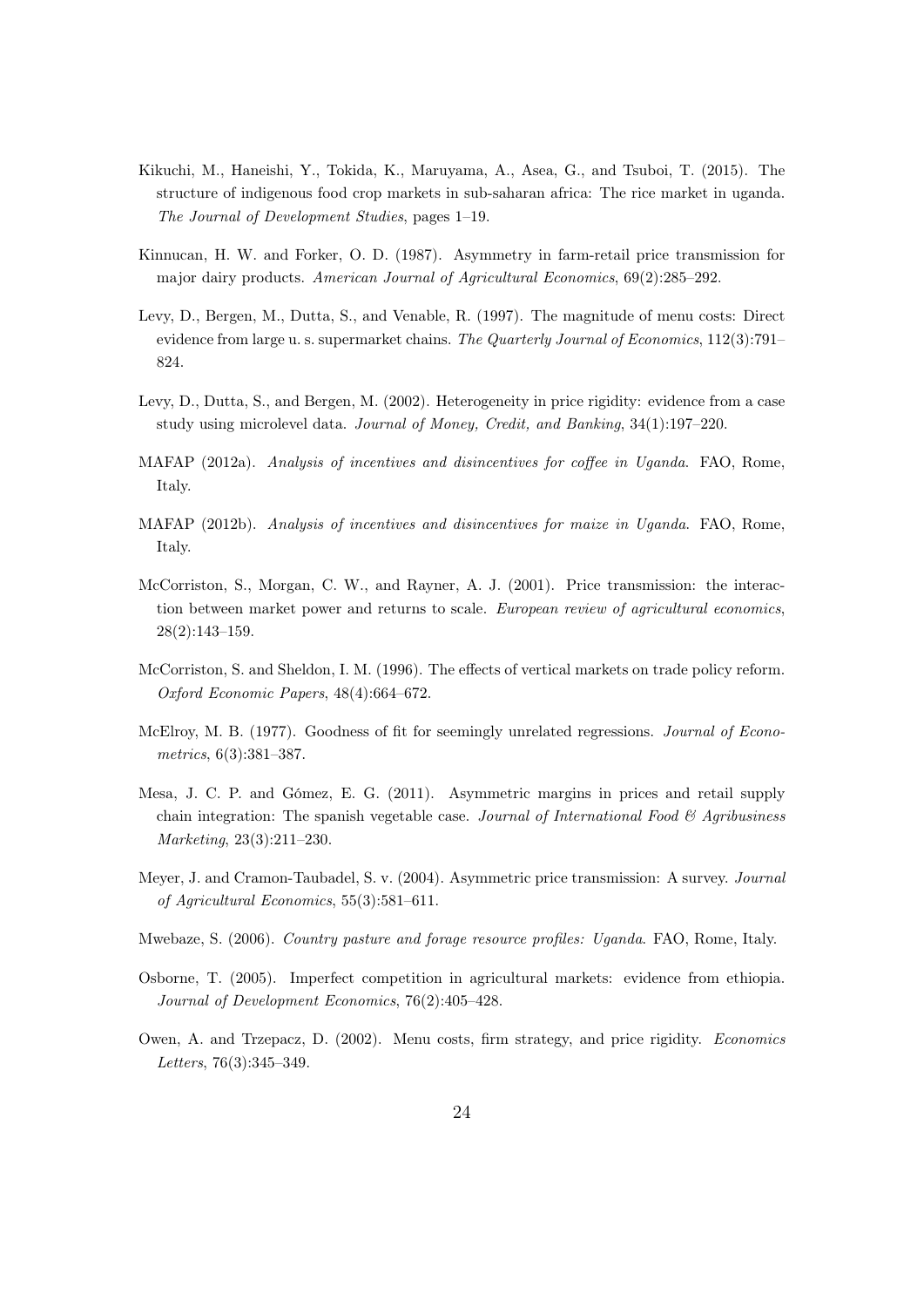Kikuchi, M., Haneishi, Y., Tokida, K., Maruyama, A., Asea, G., and Tsuboi, T. (2015). The structure of indigenous food crop markets in sub-saharan africa: The rice market in uganda. *The Journal of Development Studies*, pages 1–19.

Kinnucan, H. W. and Forker, O. D. (1987). Asymmetry in farm-retail price transmission for major dairy products. *American Journal of Agricultural Economics*, 69(2):285–292.

Levy, D., Bergen, M., Dutta, S., and Venable, R. (1997). The magnitude of menu costs: Direct evidence from large u. s. supermarket chains. *The Quarterly Journal of Economics*, 112(3):791–824.

Levy, D., Dutta, S., and Bergen, M. (2002). Heterogeneity in price rigidity: evidence from a case study using microlevel data. *Journal of Money, Credit, and Banking*, 34(1):197–220.

MAFAP (2012a). *Analysis of incentives and disincentives for coffee in Uganda*. FAO, Rome, Italy.

MAFAP (2012b). *Analysis of incentives and disincentives for maize in Uganda*. FAO, Rome, Italy.

McCorriston, S., Morgan, C. W., and Rayner, A. J. (2001). Price transmission: the interaction between market power and returns to scale. *European review of agricultural economics*, 28(2):143–159.

McCorriston, S. and Sheldon, I. M. (1996). The effects of vertical markets on trade policy reform. *Oxford Economic Papers*, 48(4):664–672.

McElroy, M. B. (1977). Goodness of fit for seemingly unrelated regressions. *Journal of Econometrics*, 6(3):381–387.

Mesa, J. C. P. and Gómez, E. G. (2011). Asymmetric margins in prices and retail supply chain integration: The spanish vegetable case. *Journal of International Food & Agribusiness Marketing*, 23(3):211–230.

Meyer, J. and Cramon-Taubadel, S. v. (2004). Asymmetric price transmission: A survey. *Journal of Agricultural Economics*, 55(3):581–611.

Mwebaze, S. (2006). *Country pasture and forage resource profiles: Uganda*. FAO, Rome, Italy.

Osborne, T. (2005). Imperfect competition in agricultural markets: evidence from ethiopia. *Journal of Development Economics*, 76(2):405–428.

Owen, A. and Trzepacz, D. (2002). Menu costs, firm strategy, and price rigidity. *Economics Letters*, 76(3):345–349.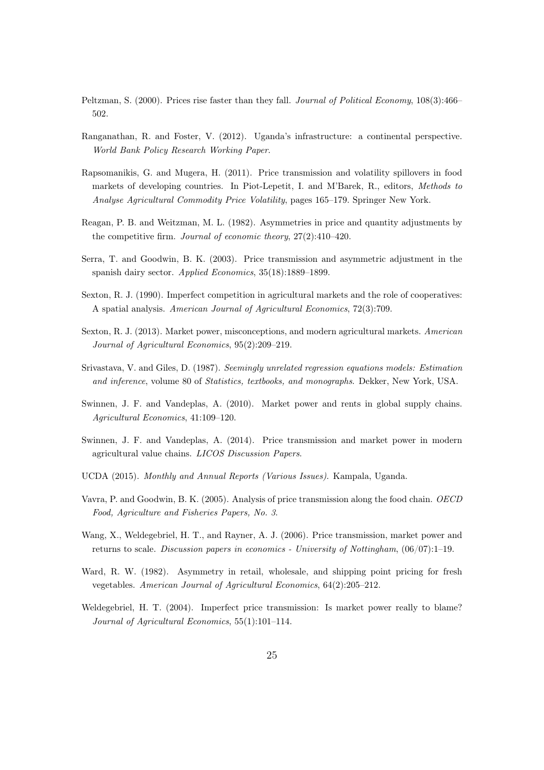Peltzman, S. (2000). Prices rise faster than they fall. *Journal of Political Economy*, 108(3):466–502.

Ranganathan, R. and Foster, V. (2012). Uganda's infrastructure: a continental perspective. *World Bank Policy Research Working Paper*.

Rapsomanikis, G. and Mugera, H. (2011). Price transmission and volatility spillovers in food markets of developing countries. In Piot-Lepetit, I. and M'Barek, R., editors, *Methods to Analyse Agricultural Commodity Price Volatility*, pages 165–179. Springer New York.

Reagan, P. B. and Weitzman, M. L. (1982). Asymmetries in price and quantity adjustments by the competitive firm. *Journal of economic theory*, 27(2):410–420.

Serra, T. and Goodwin, B. K. (2003). Price transmission and asymmetric adjustment in the spanish dairy sector. *Applied Economics*, 35(18):1889–1899.

Sexton, R. J. (1990). Imperfect competition in agricultural markets and the role of cooperatives: A spatial analysis. *American Journal of Agricultural Economics*, 72(3):709.

Sexton, R. J. (2013). Market power, misconceptions, and modern agricultural markets. *American Journal of Agricultural Economics*, 95(2):209–219.

Srivastava, V. and Giles, D. (1987). *Seemingly unrelated regression equations models: Estimation and inference*, volume 80 of *Statistics, textbooks, and monographs*. Dekker, New York, USA.

Swinnen, J. F. and Vandeplas, A. (2010). Market power and rents in global supply chains. *Agricultural Economics*, 41:109–120.

Swinnen, J. F. and Vandeplas, A. (2014). Price transmission and market power in modern agricultural value chains. *LICOS Discussion Papers*.

UCDA (2015). *Monthly and Annual Reports (Various Issues)*. Kampala, Uganda.

Vavra, P. and Goodwin, B. K. (2005). Analysis of price transmission along the food chain. *OECD Food, Agriculture and Fisheries Papers, No. 3*.

Wang, X., Weldegebriel, H. T., and Rayner, A. J. (2006). Price transmission, market power and returns to scale. *Discussion papers in economics - University of Nottingham*, (06/07):1–19.

Ward, R. W. (1982). Asymmetry in retail, wholesale, and shipping point pricing for fresh vegetables. *American Journal of Agricultural Economics*, 64(2):205–212.

Weldegebriel, H. T. (2004). Imperfect price transmission: Is market power really to blame? *Journal of Agricultural Economics*, 55(1):101–114.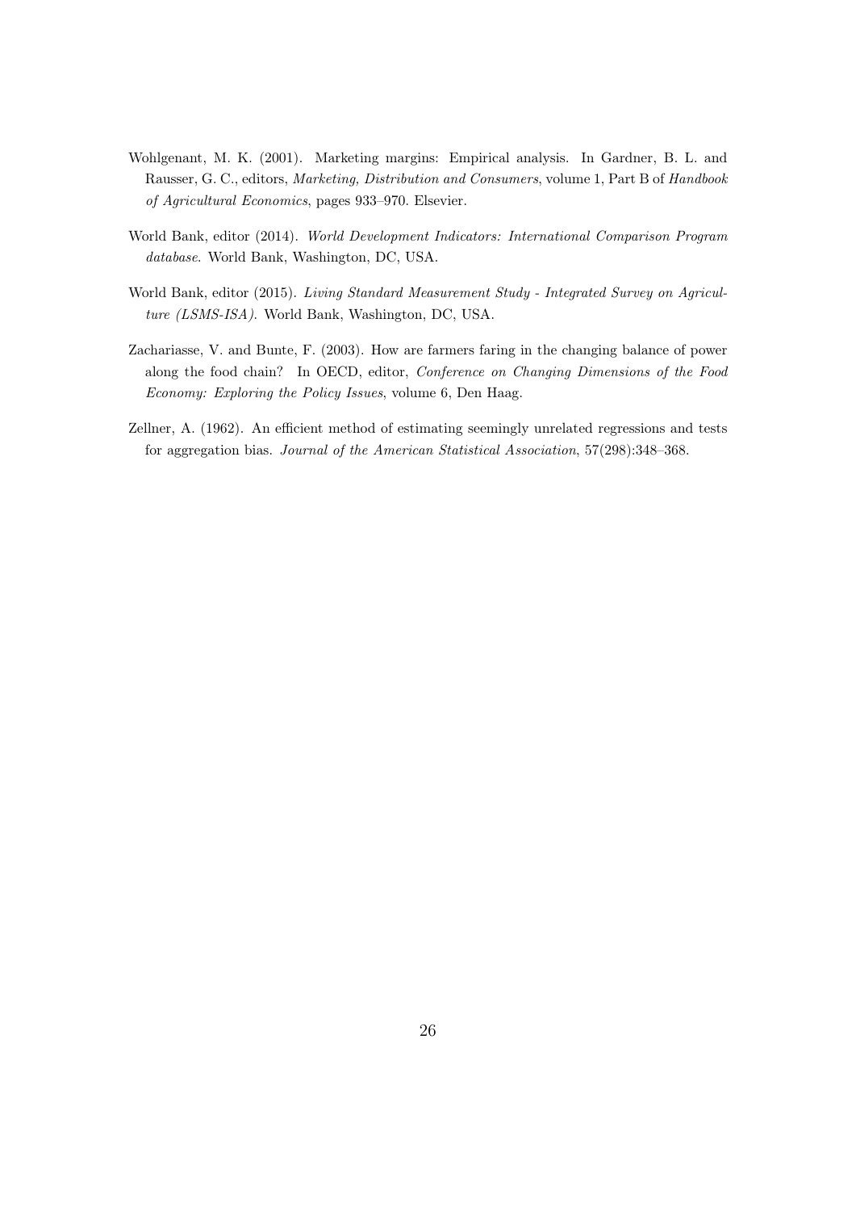Wohlgenant, M. K. (2001). Marketing margins: Empirical analysis. In Gardner, B. L. and Rausser, G. C., editors, *Marketing, Distribution and Consumers*, volume 1, Part B of *Handbook of Agricultural Economics*, pages 933–970. Elsevier.

World Bank, editor (2014). *World Development Indicators: International Comparison Program database*. World Bank, Washington, DC, USA.

World Bank, editor (2015). *Living Standard Measurement Study - Integrated Survey on Agriculture (LSMS-ISA)*. World Bank, Washington, DC, USA.

Zachariasse, V. and Bunte, F. (2003). How are farmers faring in the changing balance of power along the food chain? In OECD, editor, *Conference on Changing Dimensions of the Food Economy: Exploring the Policy Issues*, volume 6, Den Haag.

Zellner, A. (1962). An efficient method of estimating seemingly unrelated regressions and tests for aggregation bias. *Journal of the American Statistical Association*, 57(298):348–368.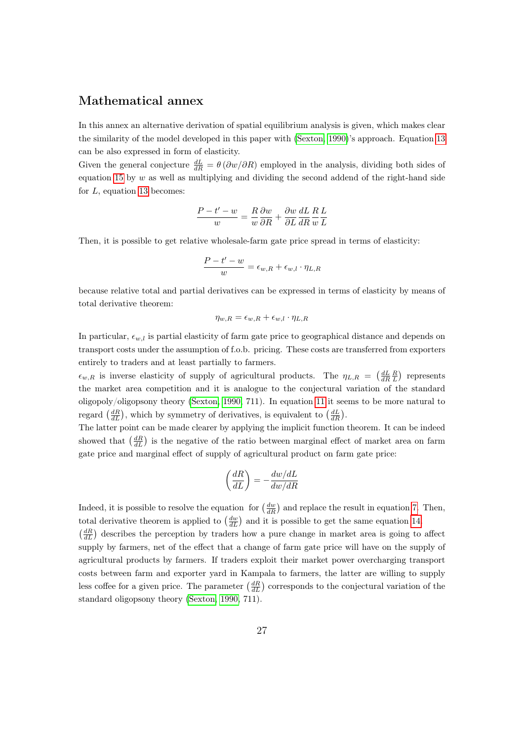## Mathematical annex

In this annex an alternative derivation of spatial equilibrium analysis is given, which makes clear the similarity of the model developed in this paper with (Sexton, 1990)'s approach. Equation 13 can be also expressed in form of elasticity.

Given the general conjecture $\frac{dL}{dR} = \theta\left(\partial w/\partial R\right)$ employed in the analysis, dividing both sides of equation 15 by $w$ as well as multiplying and dividing the second addend of the right-hand side for $L$, equation 13 becomes:

$$\frac{P - t' - w}{w} = \frac{R}{w}\frac{\partial w}{\partial R} + \frac{\partial w}{\partial L}\frac{dL}{dR}\frac{R}{w}\frac{L}{L}$$

Then, it is possible to get relative wholesale-farm gate price spread in terms of elasticity:

$$\frac{P - t' - w}{w} = \epsilon_{w,R} + \epsilon_{w,l} \cdot \eta_{L,R}$$

because relative total and partial derivatives can be expressed in terms of elasticity by means of total derivative theorem:

$$\eta_{w,R} = \epsilon_{w,R} + \epsilon_{w,l} \cdot \eta_{L,R}$$

In particular, $\epsilon_{w,l}$ is partial elasticity of farm gate price to geographical distance and depends on transport costs under the assumption of f.o.b. pricing. These costs are transferred from exporters entirely to traders and at least partially to farmers.

$\epsilon_{w,R}$ is inverse elasticity of supply of agricultural products. The $\eta_{L,R} = \left(\frac{dL}{dR}\frac{R}{L}\right)$ represents the market area competition and it is analogue to the conjectural variation of the standard oligopoly/oligopsony theory (Sexton, 1990, 711). In equation 11 it seems to be more natural to regard $\left(\frac{dR}{dL}\right)$, which by symmetry of derivatives, is equivalent to $\left(\frac{dL}{dR}\right)$.

The latter point can be made clearer by applying the implicit function theorem. It can be indeed showed that $\left(\frac{dR}{dL}\right)$ is the negative of the ratio between marginal effect of market area on farm gate price and marginal effect of supply of agricultural product on farm gate price:

$$\left(\frac{dR}{dL}\right) = -\frac{dw/dL}{dw/dR}$$

Indeed, it is possible to resolve the equation for $\left(\frac{dw}{dR}\right)$ and replace the result in equation 7. Then, total derivative theorem is applied to $\left(\frac{dw}{dL}\right)$ and it is possible to get the same equation 14.

$\left(\frac{dR}{dL}\right)$ describes the perception by traders how a pure change in market area is going to affect supply by farmers, net of the effect that a change of farm gate price will have on the supply of agricultural products by farmers. If traders exploit their market power overcharging transport costs between farm and exporter yard in Kampala to farmers, the latter are willing to supply less coffee for a given price. The parameter $\left(\frac{dR}{dL}\right)$ corresponds to the conjectural variation of the standard oligopsony theory (Sexton, 1990, 711).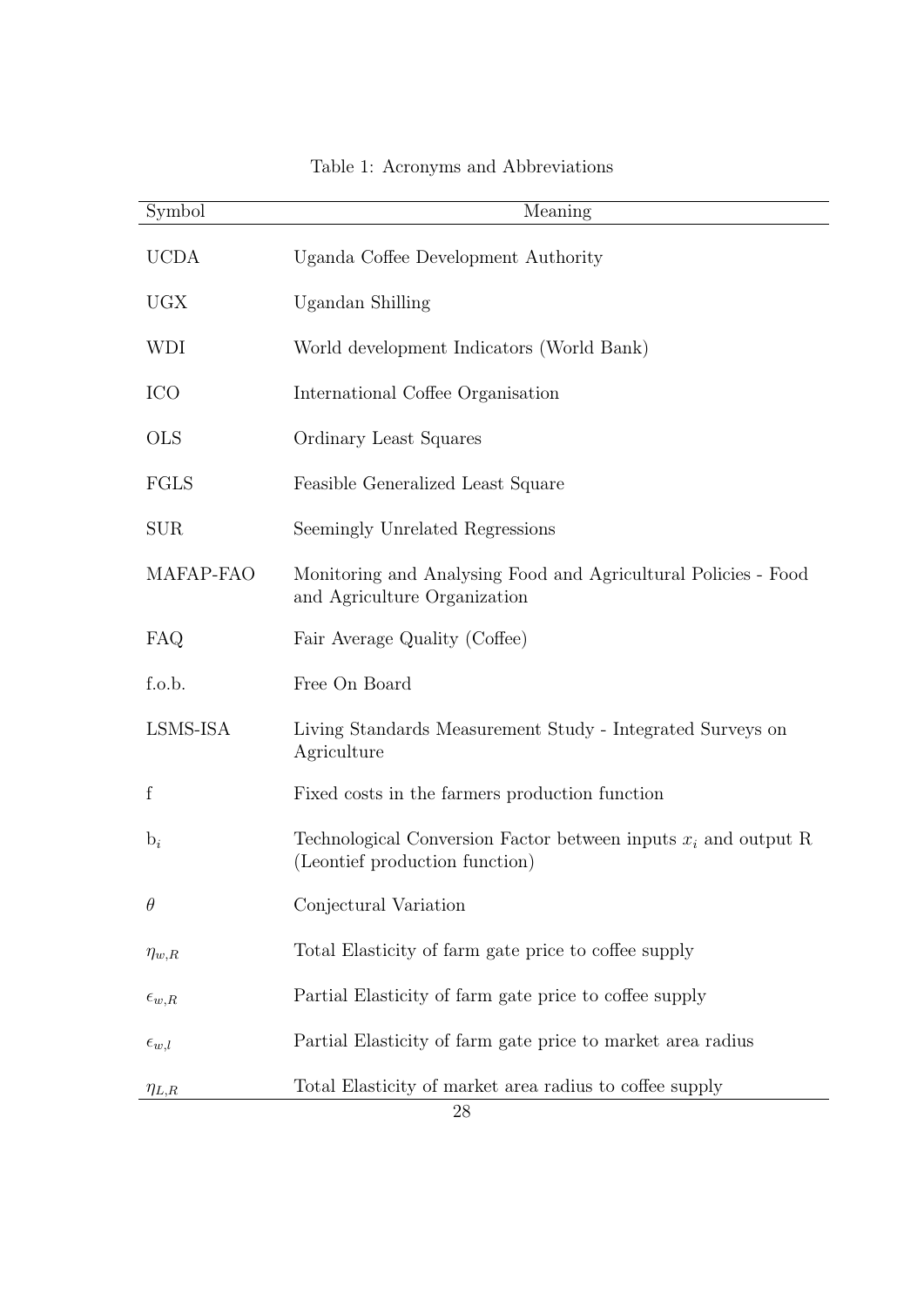Table 1: Acronyms and Abbreviations

| Symbol | Meaning |
|---|---|
| UCDA | Uganda Coffee Development Authority |
| UGX | Ugandan Shilling |
| WDI | World development Indicators (World Bank) |
| ICO | International Coffee Organisation |
| OLS | Ordinary Least Squares |
| FGLS | Feasible Generalized Least Square |
| SUR | Seemingly Unrelated Regressions |
| MAFAP-FAO | Monitoring and Analysing Food and Agricultural Policies - Food and Agriculture Organization |
| FAQ | Fair Average Quality (Coffee) |
| f.o.b. | Free On Board |
| LSMS-ISA | Living Standards Measurement Study - Integrated Surveys on Agriculture |
| f | Fixed costs in the farmers production function |
| $b_i$ | Technological Conversion Factor between inputs $x_i$ and output R (Leontief production function) |
| $\theta$ | Conjectural Variation |
| $\eta_{w,R}$ | Total Elasticity of farm gate price to coffee supply |
| $\epsilon_{w,R}$ | Partial Elasticity of farm gate price to coffee supply |
| $\epsilon_{w,l}$ | Partial Elasticity of farm gate price to market area radius |
| $\eta_{L,R}$ | Total Elasticity of market area radius to coffee supply |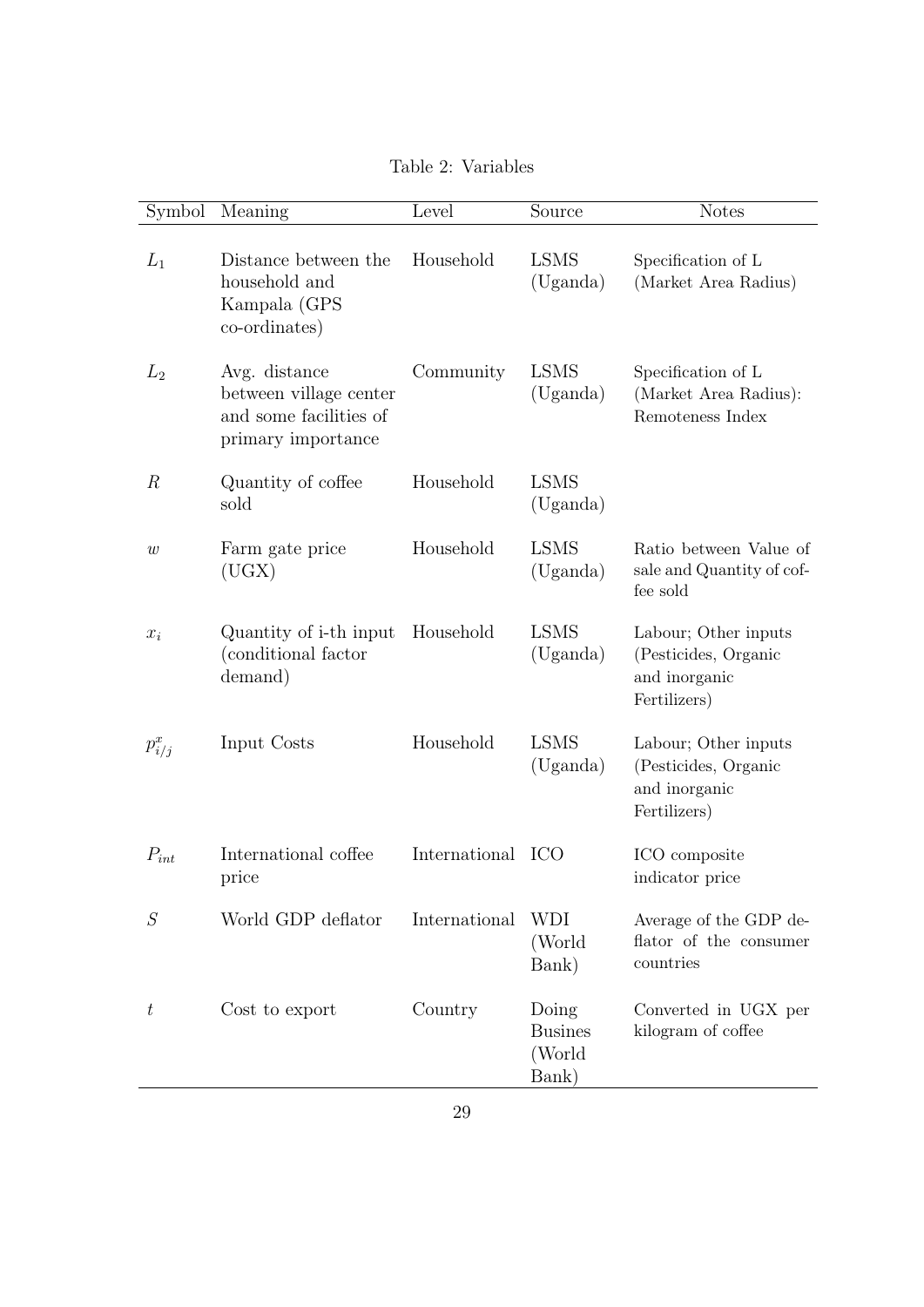Table 2: Variables

| Symbol | Meaning | Level | Source | Notes |
|---|---|---|---|---|
| $L_1$ | Distance between the household and Kampala (GPS co-ordinates) | Household | LSMS (Uganda) | Specification of L (Market Area Radius) |
| $L_2$ | Avg. distance between village center and some facilities of primary importance | Community | LSMS (Uganda) | Specification of L (Market Area Radius): Remoteness Index |
| $R$ | Quantity of coffee sold | Household | LSMS (Uganda) | |
| $w$ | Farm gate price (UGX) | Household | LSMS (Uganda) | Ratio between Value of sale and Quantity of coffee sold |
| $x_i$ | Quantity of i-th input (conditional factor demand) | Household | LSMS (Uganda) | Labour; Other inputs (Pesticides, Organic and inorganic Fertilizers) |
| $p^x_{i/j}$ | Input Costs | Household | LSMS (Uganda) | Labour; Other inputs (Pesticides, Organic and inorganic Fertilizers) |
| $P_{int}$ | International coffee price | International | ICO | ICO composite indicator price |
| $S$ | World GDP deflator | International | WDI (World Bank) | Average of the GDP deflator of the consumer countries |
| $t$ | Cost to export | Country | Doing Busines (World Bank) | Converted in UGX per kilogram of coffee |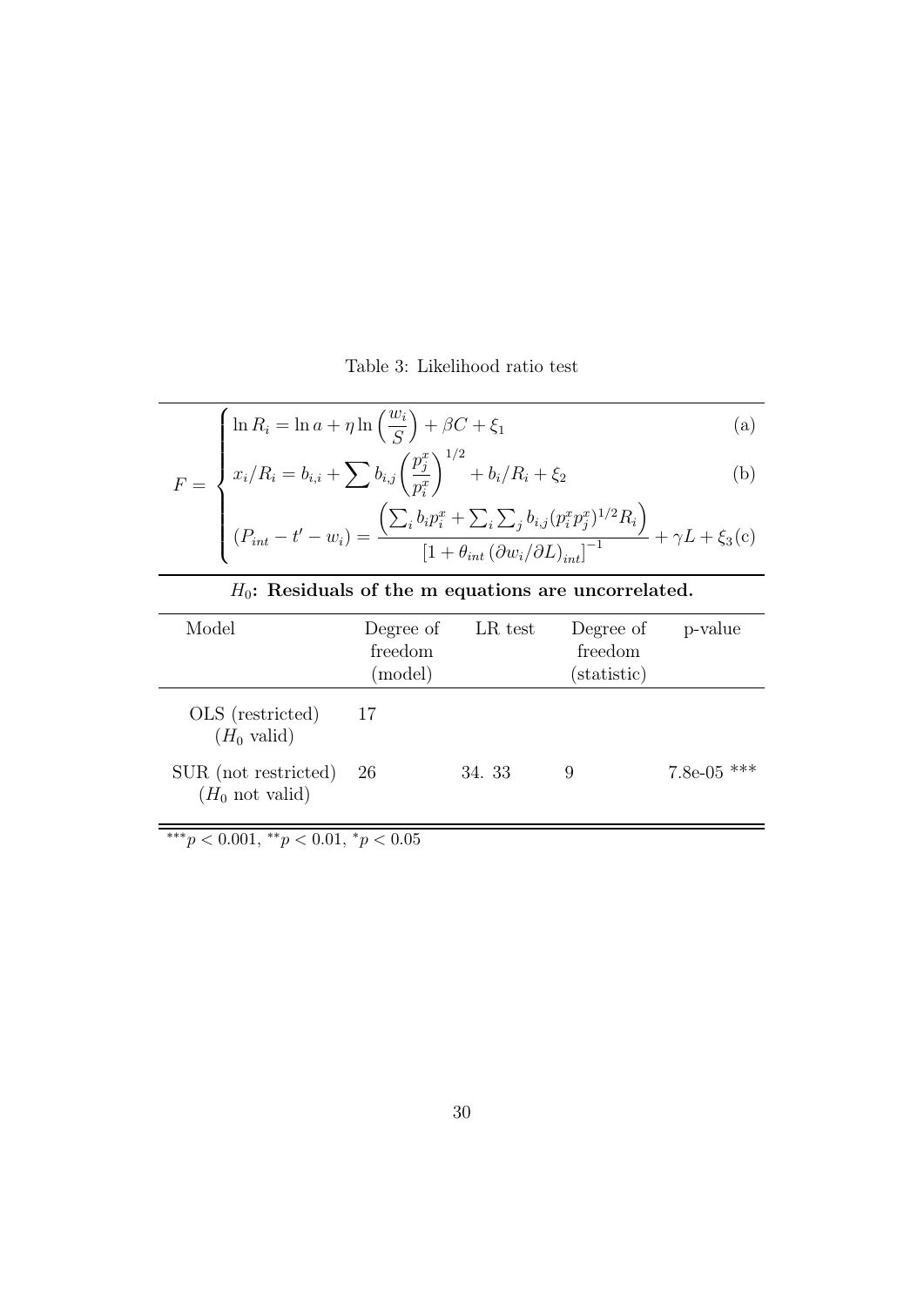Table 3: Likelihood ratio test

$$
F = \begin{cases}
\ln R_i = \ln a + \eta \ln\left(\dfrac{w_i}{S}\right) + \beta C + \xi_1 & \text{(a)} \\
x_i/R_i = b_{i,i} + \sum b_{i,j}\left(\dfrac{p_j^x}{p_i^x}\right)^{1/2} + b_i/R_i + \xi_2 & \text{(b)} \\
(P_{int} - t' - w_i) = \dfrac{\left(\sum_i b_i p_i^x + \sum_i \sum_j b_{i,j}(p_i^x p_j^x)^{1/2} R_i\right)}{\left[1 + \theta_{int}\left(\partial w_i/\partial L\right)_{int}\right]^{-1}} + \gamma L + \xi_3 & \text{(c)}
\end{cases}
$$

**$H_0$: Residuals of the m equations are uncorrelated.**

| Model | Degree of freedom (model) | LR test | Degree of freedom (statistic) | p-value |
|---|---|---|---|---|
| OLS (restricted) ($H_0$ valid) | 17 | | | |
| SUR (not restricted) ($H_0$ not valid) | 26 | 34. 33 | 9 | 7.8e-05 *** |

$^{***}p < 0.001$, $^{**}p < 0.01$, $^{*}p < 0.05$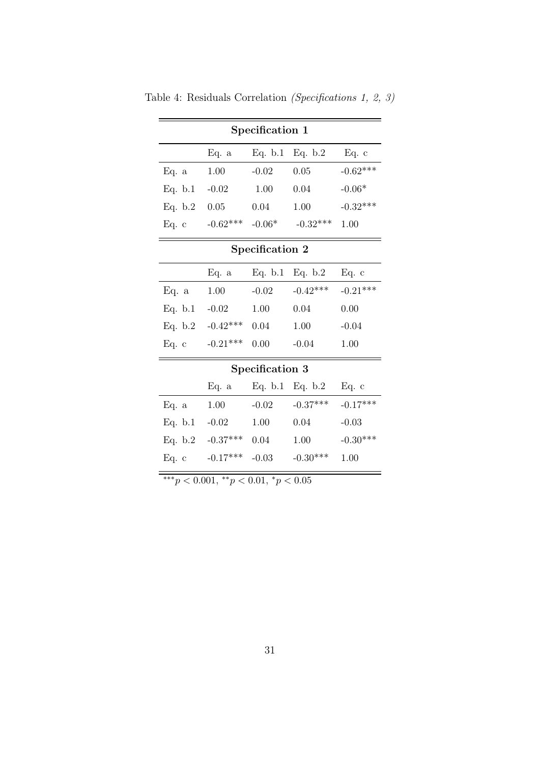Table 4: Residuals Correlation *(Specifications 1, 2, 3)*

| **Specification 1** | | | | |
|---|---|---|---|---|
| | Eq. a | Eq. b.1 | Eq. b.2 | Eq. c |
| Eq. a | 1.00 | -0.02 | 0.05 | -0.62*** |
| Eq. b.1 | -0.02 | 1.00 | 0.04 | -0.06* |
| Eq. b.2 | 0.05 | 0.04 | 1.00 | -0.32*** |
| Eq. c | -0.62*** | -0.06* | -0.32*** | 1.00 |
| **Specification 2** | | | | |
| | Eq. a | Eq. b.1 | Eq. b.2 | Eq. c |
| Eq. a | 1.00 | -0.02 | -0.42*** | -0.21*** |
| Eq. b.1 | -0.02 | 1.00 | 0.04 | 0.00 |
| Eq. b.2 | -0.42*** | 0.04 | 1.00 | -0.04 |
| Eq. c | -0.21*** | 0.00 | -0.04 | 1.00 |
| **Specification 3** | | | | |
| | Eq. a | Eq. b.1 | Eq. b.2 | Eq. c |
| Eq. a | 1.00 | -0.02 | -0.37*** | -0.17*** |
| Eq. b.1 | -0.02 | 1.00 | 0.04 | -0.03 |
| Eq. b.2 | -0.37*** | 0.04 | 1.00 | -0.30*** |
| Eq. c | -0.17*** | -0.03 | -0.30*** | 1.00 |

***$p < 0.001$, **$p < 0.01$, *$p < 0.05$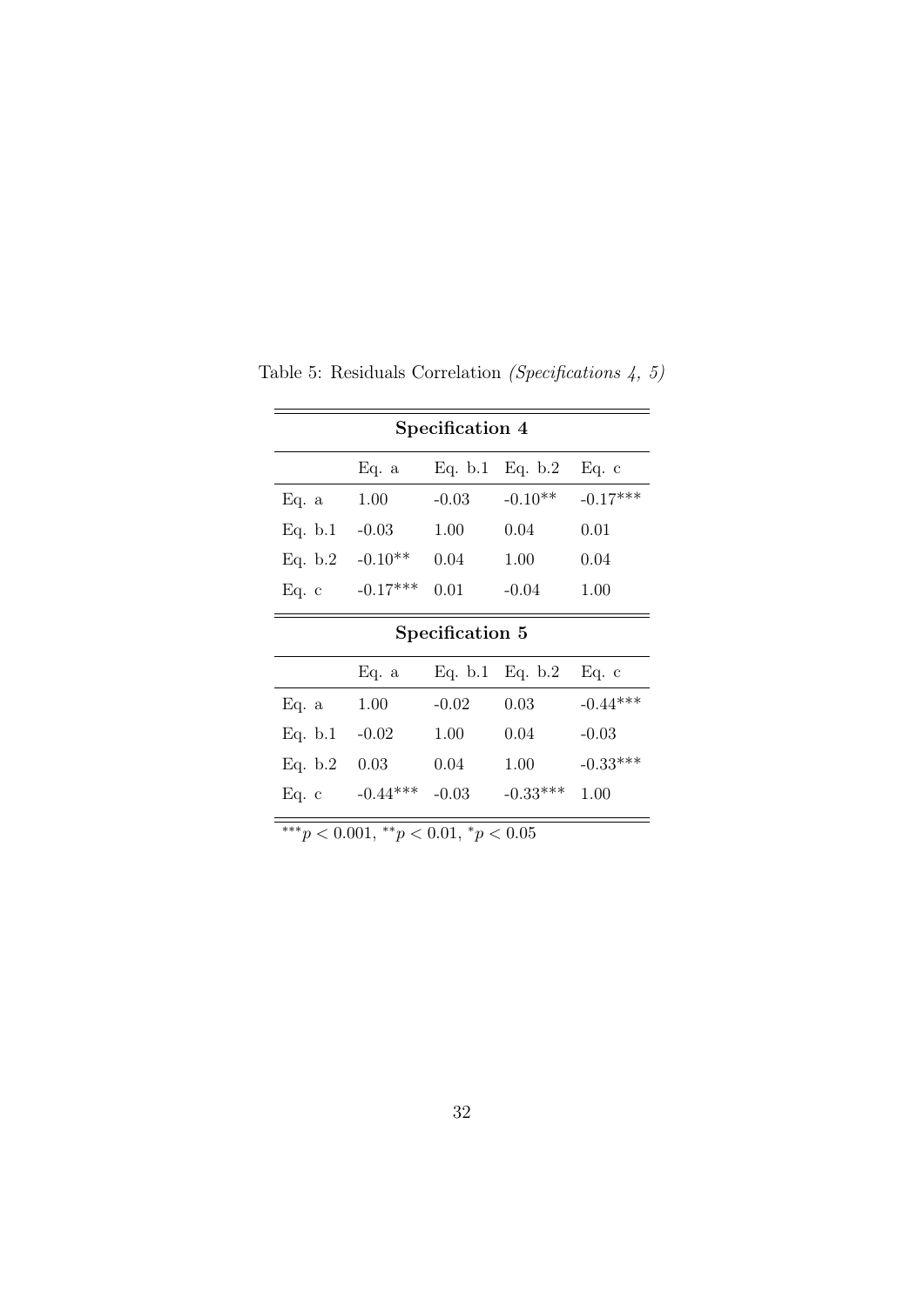Table 5: Residuals Correlation *(Specifications 4, 5)*

| **Specification 4** | | | | |
|---|---|---|---|---|
| | Eq. a | Eq. b.1 | Eq. b.2 | Eq. c |
| Eq. a | 1.00 | -0.03 | -0.10** | -0.17*** |
| Eq. b.1 | -0.03 | 1.00 | 0.04 | 0.01 |
| Eq. b.2 | -0.10** | 0.04 | 1.00 | 0.04 |
| Eq. c | -0.17*** | 0.01 | -0.04 | 1.00 |

| **Specification 5** | | | | |
|---|---|---|---|---|
| | Eq. a | Eq. b.1 | Eq. b.2 | Eq. c |
| Eq. a | 1.00 | -0.02 | 0.03 | -0.44*** |
| Eq. b.1 | -0.02 | 1.00 | 0.04 | -0.03 |
| Eq. b.2 | 0.03 | 0.04 | 1.00 | -0.33*** |
| Eq. c | -0.44*** | -0.03 | -0.33*** | 1.00 |

$^{***}p < 0.001$, $^{**}p < 0.01$, $^{*}p < 0.05$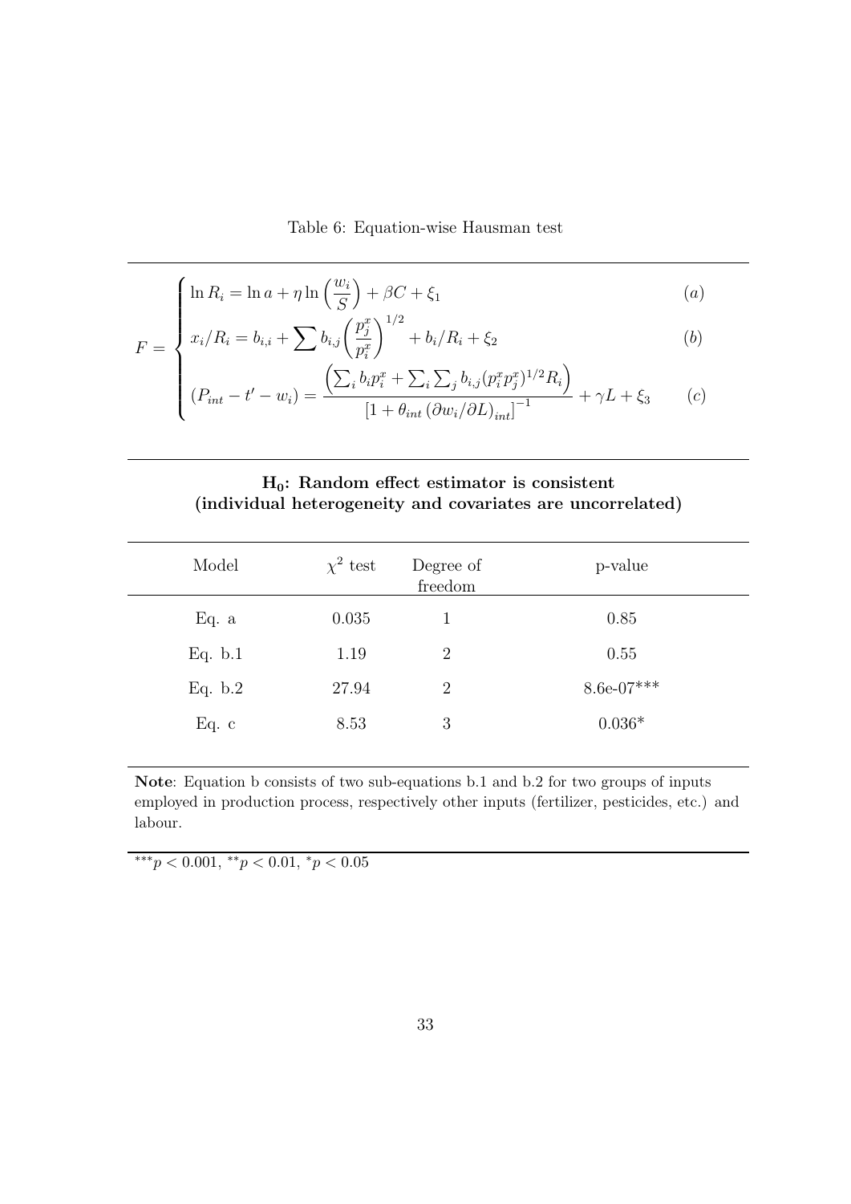Table 6: Equation-wise Hausman test

$$
F = \begin{cases} \ln R_i = \ln a + \eta \ln\left(\dfrac{w_i}{S}\right) + \beta C + \xi_1 & (a) \\ x_i/R_i = b_{i,i} + \sum b_{i,j}\left(\dfrac{p_j^x}{p_i^x}\right)^{1/2} + b_i/R_i + \xi_2 & (b) \\ (P_{int} - t' - w_i) = \dfrac{\left(\sum_i b_i p_i^x + \sum_i \sum_j b_{i,j}(p_i^x p_j^x)^{1/2} R_i\right)}{\left[1 + \theta_{int}\left(\partial w_i/\partial L\right)_{int}\right]^{-1}} + \gamma L + \xi_3 & (c) \end{cases}
$$

**$H_0$: Random effect estimator is consistent**
**(individual heterogeneity and covariates are uncorrelated)**

| Model | $\chi^2$ test | Degree of freedom | p-value |
|---|---|---|---|
| Eq. a | 0.035 | 1 | 0.85 |
| Eq. b.1 | 1.19 | 2 | 0.55 |
| Eq. b.2 | 27.94 | 2 | 8.6e-07*** |
| Eq. c | 8.53 | 3 | 0.036* |

**Note**: Equation b consists of two sub-equations b.1 and b.2 for two groups of inputs employed in production process, respectively other inputs (fertilizer, pesticides, etc.) and labour.

$^{***}p < 0.001$, $^{**}p < 0.01$, $^{*}p < 0.05$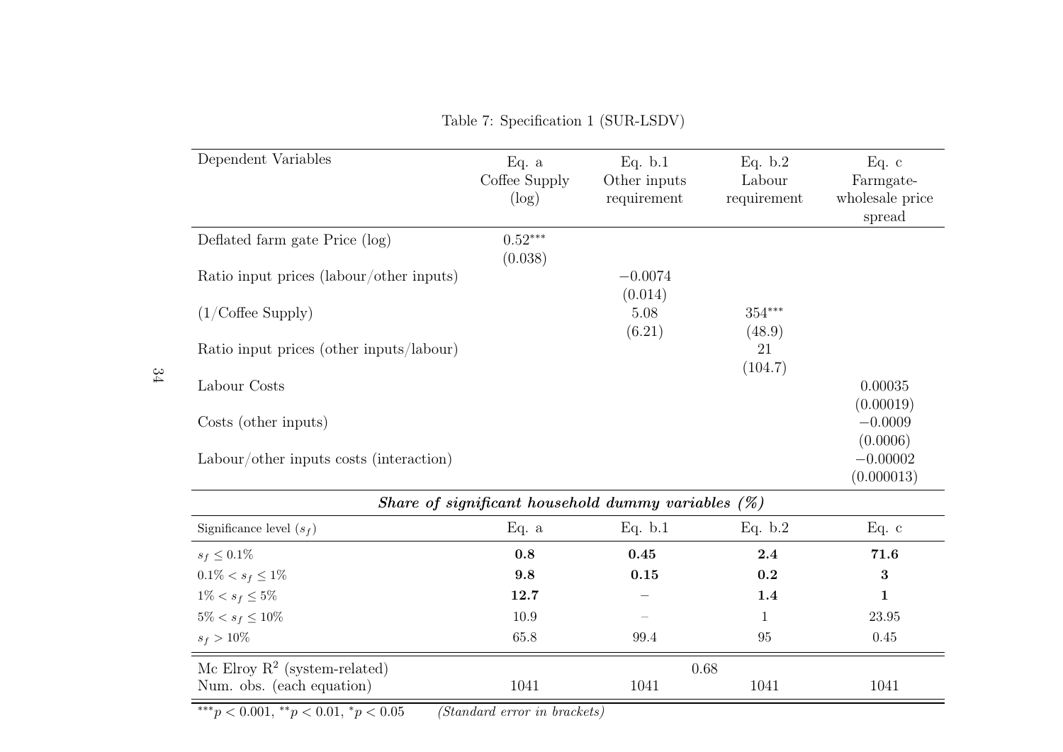Table 7: Specification 1 (SUR-LSDV)

| Dependent Variables | Eq. a Coffee Supply (log) | Eq. b.1 Other inputs requirement | Eq. b.2 Labour requirement | Eq. c Farmgate-wholesale price spread |
|---|---|---|---|---|
| Deflated farm gate Price (log) | $0.52^{***}$ | | | |
| | (0.038) | | | |
| Ratio input prices (labour/other inputs) | | $-0.0074$ | | |
| | | (0.014) | | |
| (1/Coffee Supply) | | 5.08 | $354^{***}$ | |
| | | (6.21) | (48.9) | |
| Ratio input prices (other inputs/labour) | | | 21 | |
| | | | (104.7) | |
| Labour Costs | | | | 0.00035 |
| | | | | (0.00019) |
| Costs (other inputs) | | | | $-0.0009$ |
| | | | | (0.0006) |
| Labour/other inputs costs (interaction) | | | | $-0.00002$ |
| | | | | (0.000013) |
| ***Share of significant household dummy variables (%)*** | | | | |
| Significance level ($s_f$) | Eq. a | Eq. b.1 | Eq. b.2 | Eq. c |
| $s_f \leq 0.1\%$ | **0.8** | **0.45** | **2.4** | **71.6** |
| $0.1\% < s_f \leq 1\%$ | **9.8** | **0.15** | **0.2** | **3** |
| $1\% < s_f \leq 5\%$ | **12.7** | – | **1.4** | **1** |
| $5\% < s_f \leq 10\%$ | 10.9 | – | 1 | 23.95 |
| $s_f > 10\%$ | 65.8 | 99.4 | 95 | 0.45 |
| Mc Elroy $R^2$ (system-related) | | 0.68 | | |
| Num. obs. (each equation) | 1041 | 1041 | 1041 | 1041 |

$^{***}p < 0.001$, $^{**}p < 0.01$, $^{*}p < 0.05$ *(Standard error in brackets)*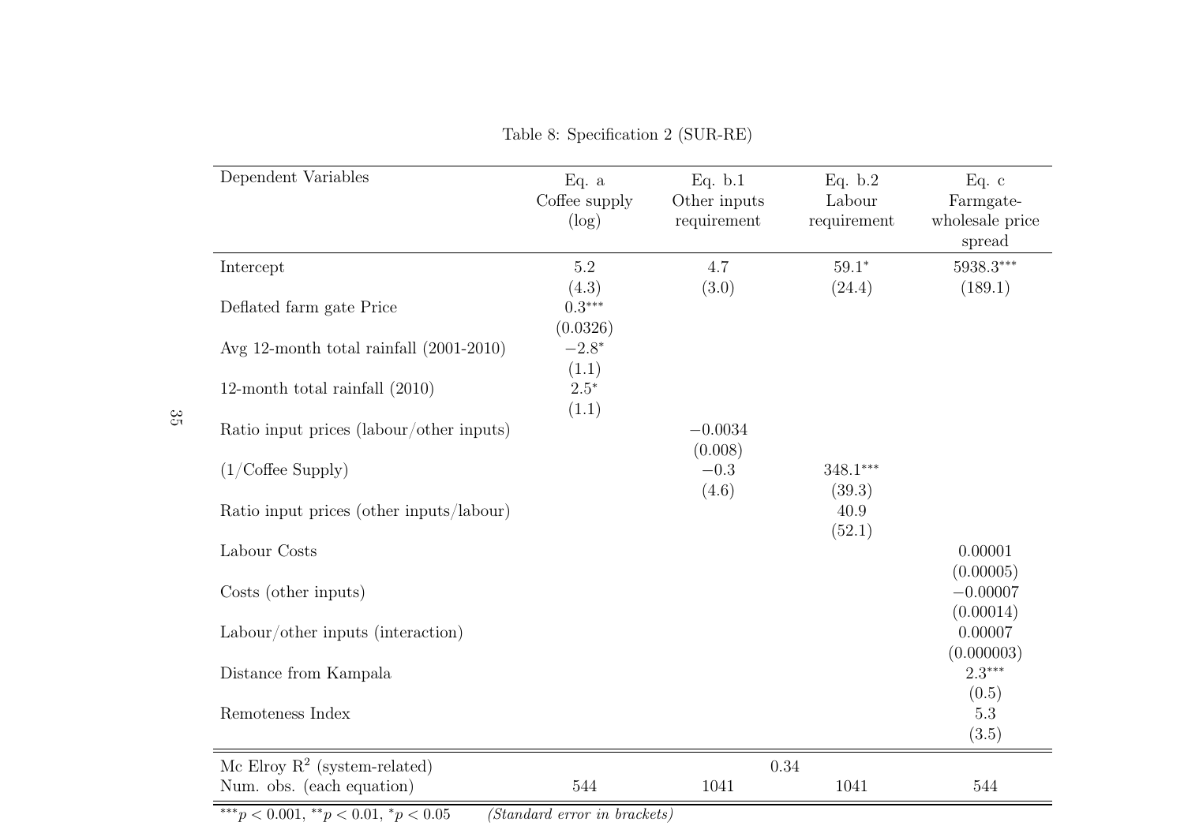Table 8: Specification 2 (SUR-RE)

| Dependent Variables | Eq. a Coffee supply (log) | Eq. b.1 Other inputs requirement | Eq. b.2 Labour requirement | Eq. c Farmgate-wholesale price spread |
|---|---|---|---|---|
| Intercept | 5.2 | 4.7 | $59.1^{*}$ | $5938.3^{***}$ |
| | (4.3) | (3.0) | (24.4) | (189.1) |
| Deflated farm gate Price | $0.3^{***}$ | | | |
| | (0.0326) | | | |
| Avg 12-month total rainfall (2001-2010) | $-2.8^{*}$ | | | |
| | (1.1) | | | |
| 12-month total rainfall (2010) | $2.5^{*}$ | | | |
| | (1.1) | | | |
| Ratio input prices (labour/other inputs) | | $-0.0034$ | | |
| | | (0.008) | | |
| (1/Coffee Supply) | | $-0.3$ | $348.1^{***}$ | |
| | | (4.6) | (39.3) | |
| Ratio input prices (other inputs/labour) | | | 40.9 | |
| | | | (52.1) | |
| Labour Costs | | | | 0.00001 |
| | | | | (0.00005) |
| Costs (other inputs) | | | | $-0.00007$ |
| | | | | (0.00014) |
| Labour/other inputs (interaction) | | | | 0.00007 |
| | | | | (0.000003) |
| Distance from Kampala | | | | $2.3^{***}$ |
| | | | | (0.5) |
| Remoteness Index | | | | 5.3 |
| | | | | (3.5) |
| Mc Elroy $R^2$ (system-related) | | 0.34 | | |
| Num. obs. (each equation) | 544 | 1041 | 1041 | 544 |

$^{***}p < 0.001$, $^{**}p < 0.01$, $^{*}p < 0.05$ *(Standard error in brackets)*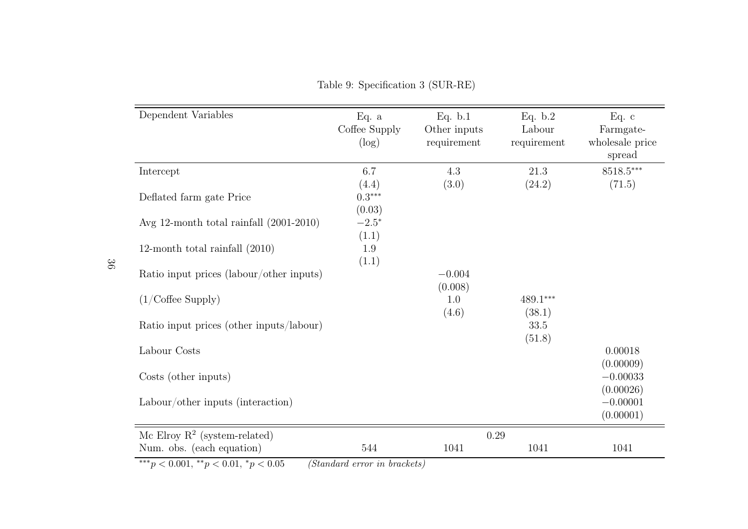Table 9: Specification 3 (SUR-RE)

| Dependent Variables | Eq. a Coffee Supply (log) | Eq. b.1 Other inputs requirement | Eq. b.2 Labour requirement | Eq. c Farmgate-wholesale price spread |
|---|---|---|---|---|
| Intercept | 6.7 | 4.3 | 21.3 | 8518.5$^{***}$ |
| | (4.4) | (3.0) | (24.2) | (71.5) |
| Deflated farm gate Price | 0.3$^{***}$ | | | |
| | (0.03) | | | |
| Avg 12-month total rainfall (2001-2010) | $-2.5^{*}$ | | | |
| | (1.1) | | | |
| 12-month total rainfall (2010) | 1.9 | | | |
| | (1.1) | | | |
| Ratio input prices (labour/other inputs) | | $-0.004$ | | |
| | | (0.008) | | |
| (1/Coffee Supply) | | 1.0 | 489.1$^{***}$ | |
| | | (4.6) | (38.1) | |
| Ratio input prices (other inputs/labour) | | | 33.5 | |
| | | | (51.8) | |
| Labour Costs | | | | 0.00018 |
| | | | | (0.00009) |
| Costs (other inputs) | | | | $-0.00033$ |
| | | | | (0.00026) |
| Labour/other inputs (interaction) | | | | $-0.00001$ |
| | | | | (0.00001) |
| Mc Elroy $R^2$ (system-related) | | 0.29 | | |
| Num. obs. (each equation) | 544 | 1041 | 1041 | 1041 |

$^{***}p < 0.001$, $^{**}p < 0.01$, $^{*}p < 0.05$ *(Standard error in brackets)*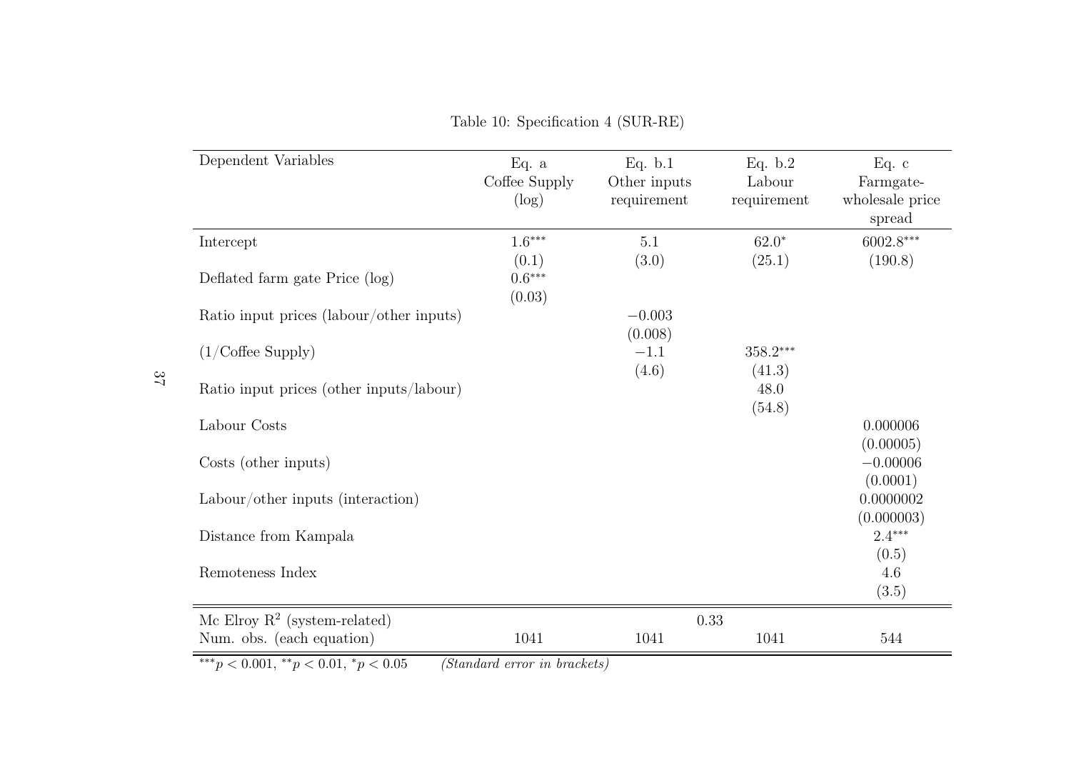Table 10: Specification 4 (SUR-RE)

| Dependent Variables | Eq. a Coffee Supply (log) | Eq. b.1 Other inputs requirement | Eq. b.2 Labour requirement | Eq. c Farmgate-wholesale price spread |
|---|---|---|---|---|
| Intercept | $1.6^{***}$ | 5.1 | $62.0^{*}$ | $6002.8^{***}$ |
| | (0.1) | (3.0) | (25.1) | (190.8) |
| Deflated farm gate Price (log) | $0.6^{***}$ | | | |
| | (0.03) | | | |
| Ratio input prices (labour/other inputs) | | $-0.003$ | | |
| | | (0.008) | | |
| (1/Coffee Supply) | | $-1.1$ | $358.2^{***}$ | |
| | | (4.6) | (41.3) | |
| Ratio input prices (other inputs/labour) | | | 48.0 | |
| | | | (54.8) | |
| Labour Costs | | | | 0.000006 |
| | | | | (0.00005) |
| Costs (other inputs) | | | | $-0.00006$ |
| | | | | (0.0001) |
| Labour/other inputs (interaction) | | | | 0.0000002 |
| | | | | (0.000003) |
| Distance from Kampala | | | | $2.4^{***}$ |
| | | | | (0.5) |
| Remoteness Index | | | | 4.6 |
| | | | | (3.5) |
| Mc Elroy $R^2$ (system-related) | | | 0.33 | |
| Num. obs. (each equation) | 1041 | 1041 | 1041 | 544 |

$^{***}p < 0.001$, $^{**}p < 0.01$, $^{*}p < 0.05$ *(Standard error in brackets)*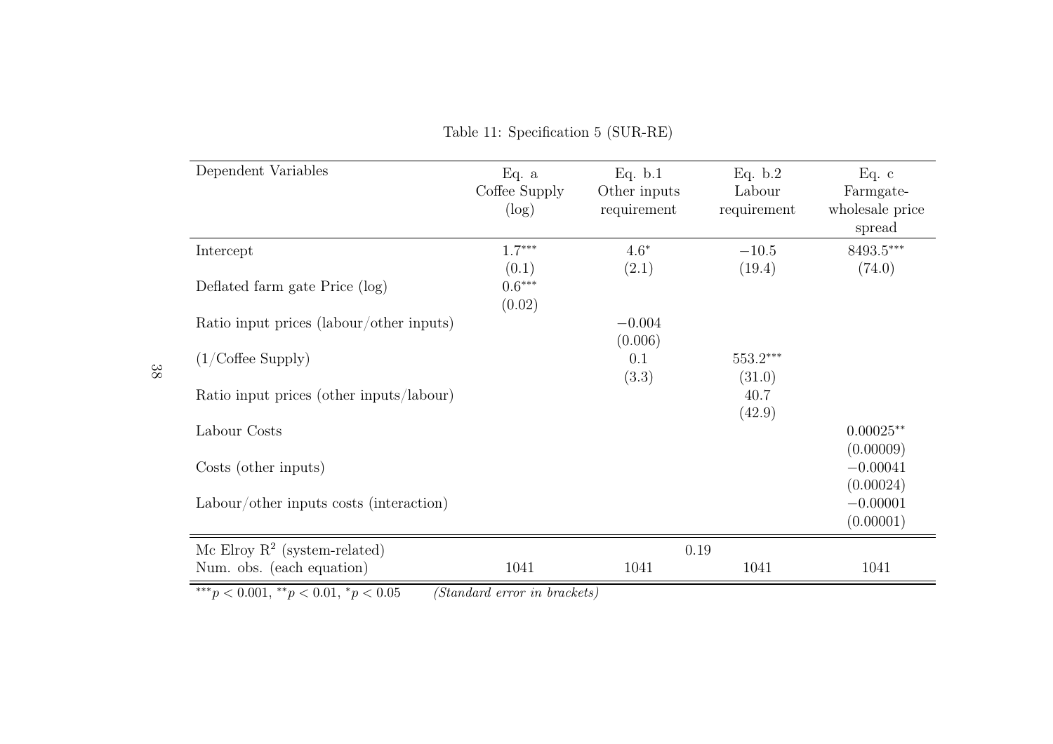Table 11: Specification 5 (SUR-RE)

| Dependent Variables | Eq. a Coffee Supply (log) | Eq. b.1 Other inputs requirement | Eq. b.2 Labour requirement | Eq. c Farmgate-wholesale price spread |
|---|---|---|---|---|
| Intercept | $1.7^{***}$ | $4.6^{*}$ | $-10.5$ | $8493.5^{***}$ |
| | (0.1) | (2.1) | (19.4) | (74.0) |
| Deflated farm gate Price (log) | $0.6^{***}$ | | | |
| | (0.02) | | | |
| Ratio input prices (labour/other inputs) | | $-0.004$ | | |
| | | (0.006) | | |
| (1/Coffee Supply) | | 0.1 | $553.2^{***}$ | |
| | | (3.3) | (31.0) | |
| Ratio input prices (other inputs/labour) | | | 40.7 | |
| | | | (42.9) | |
| Labour Costs | | | | $0.00025^{**}$ |
| | | | | (0.00009) |
| Costs (other inputs) | | | | $-0.00041$ |
| | | | | (0.00024) |
| Labour/other inputs costs (interaction) | | | | $-0.00001$ |
| | | | | (0.00001) |
| Mc Elroy $R^2$ (system-related) | | 0.19 | | |
| Num. obs. (each equation) | 1041 | 1041 | 1041 | 1041 |

$^{***}p < 0.001$, $^{**}p < 0.01$, $^{*}p < 0.05$ *(Standard error in brackets)*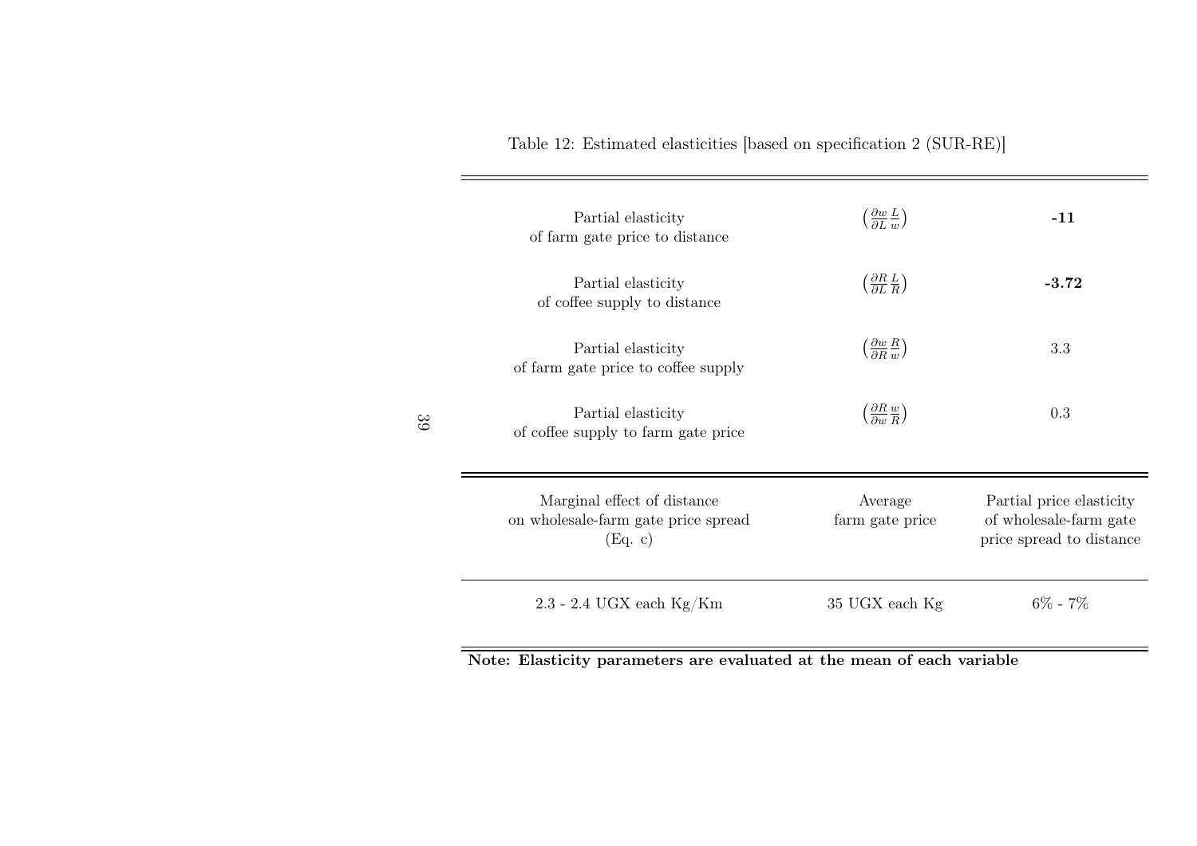Table 12: Estimated elasticities [based on specification 2 (SUR-RE)]

| | | |
|---|---|---|
| Partial elasticity of farm gate price to distance | $\left(\frac{\partial w}{\partial L}\frac{L}{w}\right)$ | **-11** |
| Partial elasticity of coffee supply to distance | $\left(\frac{\partial R}{\partial L}\frac{L}{R}\right)$ | **-3.72** |
| Partial elasticity of farm gate price to coffee supply | $\left(\frac{\partial w}{\partial R}\frac{R}{w}\right)$ | 3.3 |
| Partial elasticity of coffee supply to farm gate price | $\left(\frac{\partial R}{\partial w}\frac{w}{R}\right)$ | 0.3 |

| Marginal effect of distance on wholesale-farm gate price spread (Eq. c) | Average farm gate price | Partial price elasticity of wholesale-farm gate price spread to distance |
|---|---|---|
| 2.3 - 2.4 UGX each Kg/Km | 35 UGX each Kg | 6% - 7% |

**Note: Elasticity parameters are evaluated at the mean of each variable**